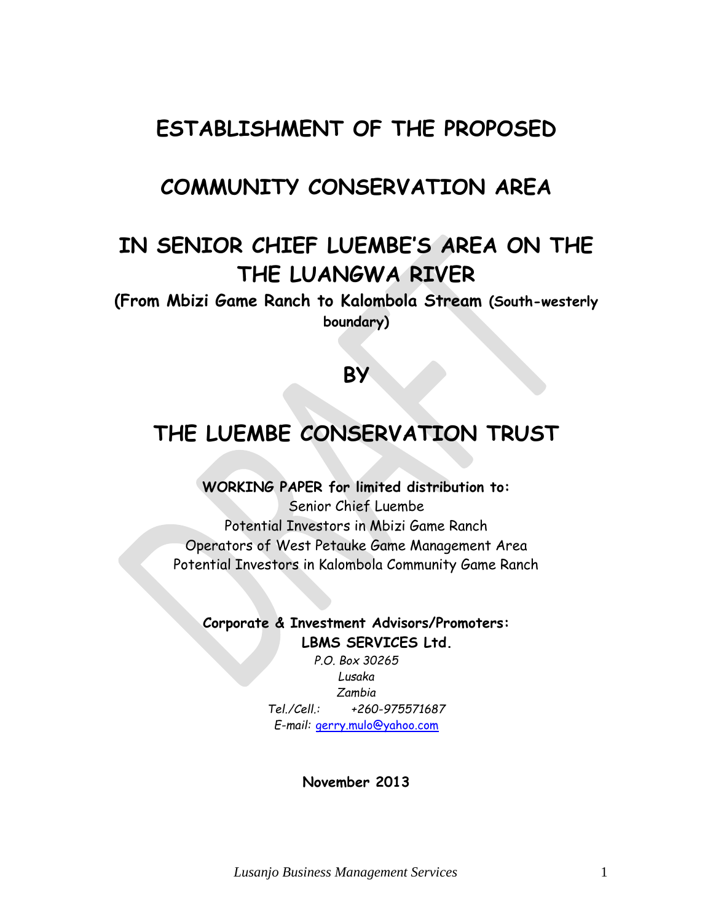# ESTABLISHMENT OF THE PROPOSED

# COMMUNITY CONSERVATION AREA

# IN SENIOR CHIEF LUEMBE'S AREA ON THE THE LUANGWA RIVER

**(From Mbizi Game Ranch to Kalombola Stream (South-westerly boundary)**

## BY

# THE LUEMBE CONSERVATION TRUST

**WORKING PAPER for limited distribution to:**

Senior Chief Luembe
Potential Investors in Mbizi Game Ranch
Operators of West Petauke Game Management Area
Potential Investors in Kalombola Community Game Ranch

**Corporate & Investment Advisors/Promoters:**
**LBMS SERVICES Ltd.**

*P.O. Box 30265*
*Lusaka*
*Zambia*
*Tel./Cell.: +260-975571687*
*E-mail: gerry.mulo@yahoo.com*

**November 2013**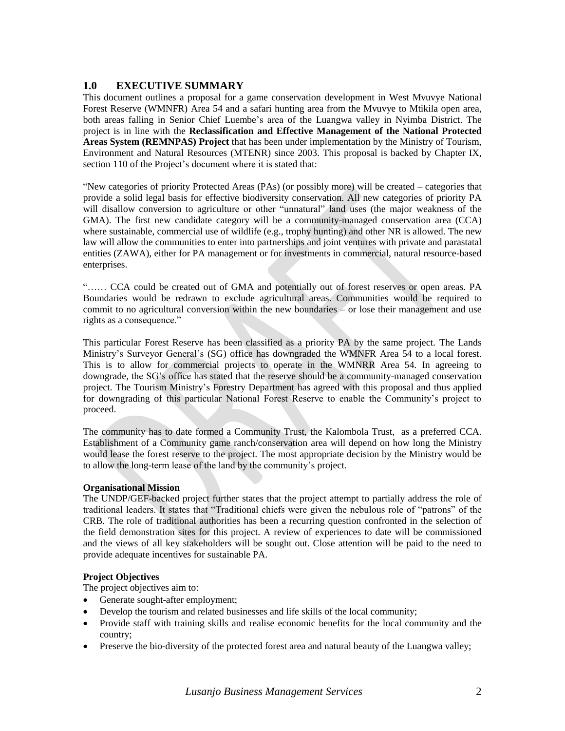## 1.0 EXECUTIVE SUMMARY

This document outlines a proposal for a game conservation development in West Mvuvye National Forest Reserve (WMNFR) Area 54 and a safari hunting area from the Mvuvye to Mtikila open area, both areas falling in Senior Chief Luembe's area of the Luangwa valley in Nyimba District. The project is in line with the **Reclassification and Effective Management of the National Protected Areas System (REMNPAS) Project** that has been under implementation by the Ministry of Tourism, Environment and Natural Resources (MTENR) since 2003. This proposal is backed by Chapter IX, section 110 of the Project's document where it is stated that:

"New categories of priority Protected Areas (PAs) (or possibly more) will be created – categories that provide a solid legal basis for effective biodiversity conservation. All new categories of priority PA will disallow conversion to agriculture or other "unnatural" land uses (the major weakness of the GMA). The first new candidate category will be a community-managed conservation area (CCA) where sustainable, commercial use of wildlife (e.g., trophy hunting) and other NR is allowed. The new law will allow the communities to enter into partnerships and joint ventures with private and parastatal entities (ZAWA), either for PA management or for investments in commercial, natural resource-based enterprises.

"…… CCA could be created out of GMA and potentially out of forest reserves or open areas. PA Boundaries would be redrawn to exclude agricultural areas. Communities would be required to commit to no agricultural conversion within the new boundaries – or lose their management and use rights as a consequence."

This particular Forest Reserve has been classified as a priority PA by the same project. The Lands Ministry's Surveyor General's (SG) office has downgraded the WMNFR Area 54 to a local forest. This is to allow for commercial projects to operate in the WMNRR Area 54. In agreeing to downgrade, the SG's office has stated that the reserve should be a community-managed conservation project. The Tourism Ministry's Forestry Department has agreed with this proposal and thus applied for downgrading of this particular National Forest Reserve to enable the Community's project to proceed.

The community has to date formed a Community Trust, the Kalombola Trust, as a preferred CCA. Establishment of a Community game ranch/conservation area will depend on how long the Ministry would lease the forest reserve to the project. The most appropriate decision by the Ministry would be to allow the long-term lease of the land by the community's project.

**Organisational Mission**

The UNDP/GEF-backed project further states that the project attempt to partially address the role of traditional leaders. It states that "Traditional chiefs were given the nebulous role of "patrons" of the CRB. The role of traditional authorities has been a recurring question confronted in the selection of the field demonstration sites for this project. A review of experiences to date will be commissioned and the views of all key stakeholders will be sought out. Close attention will be paid to the need to provide adequate incentives for sustainable PA.

**Project Objectives**

The project objectives aim to:

- Generate sought-after employment;
- Develop the tourism and related businesses and life skills of the local community;
- Provide staff with training skills and realise economic benefits for the local community and the country;
- Preserve the bio-diversity of the protected forest area and natural beauty of the Luangwa valley;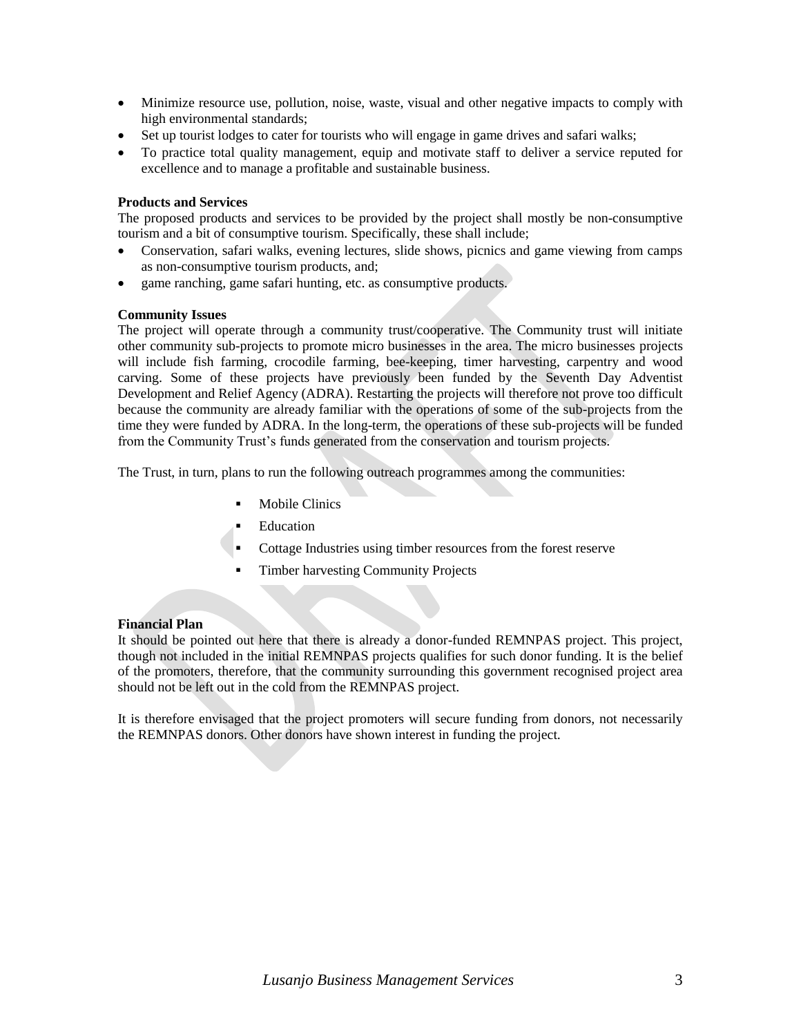- Minimize resource use, pollution, noise, waste, visual and other negative impacts to comply with high environmental standards;
- Set up tourist lodges to cater for tourists who will engage in game drives and safari walks;
- To practice total quality management, equip and motivate staff to deliver a service reputed for excellence and to manage a profitable and sustainable business.

**Products and Services**

The proposed products and services to be provided by the project shall mostly be non-consumptive tourism and a bit of consumptive tourism. Specifically, these shall include;

- Conservation, safari walks, evening lectures, slide shows, picnics and game viewing from camps as non-consumptive tourism products, and;
- game ranching, game safari hunting, etc. as consumptive products.

**Community Issues**

The project will operate through a community trust/cooperative. The Community trust will initiate other community sub-projects to promote micro businesses in the area. The micro businesses projects will include fish farming, crocodile farming, bee-keeping, timer harvesting, carpentry and wood carving. Some of these projects have previously been funded by the Seventh Day Adventist Development and Relief Agency (ADRA). Restarting the projects will therefore not prove too difficult because the community are already familiar with the operations of some of the sub-projects from the time they were funded by ADRA. In the long-term, the operations of these sub-projects will be funded from the Community Trust's funds generated from the conservation and tourism projects.

The Trust, in turn, plans to run the following outreach programmes among the communities:

- Mobile Clinics
- Education
- Cottage Industries using timber resources from the forest reserve
- Timber harvesting Community Projects

**Financial Plan**

It should be pointed out here that there is already a donor-funded REMNPAS project. This project, though not included in the initial REMNPAS projects qualifies for such donor funding. It is the belief of the promoters, therefore, that the community surrounding this government recognised project area should not be left out in the cold from the REMNPAS project.

It is therefore envisaged that the project promoters will secure funding from donors, not necessarily the REMNPAS donors. Other donors have shown interest in funding the project.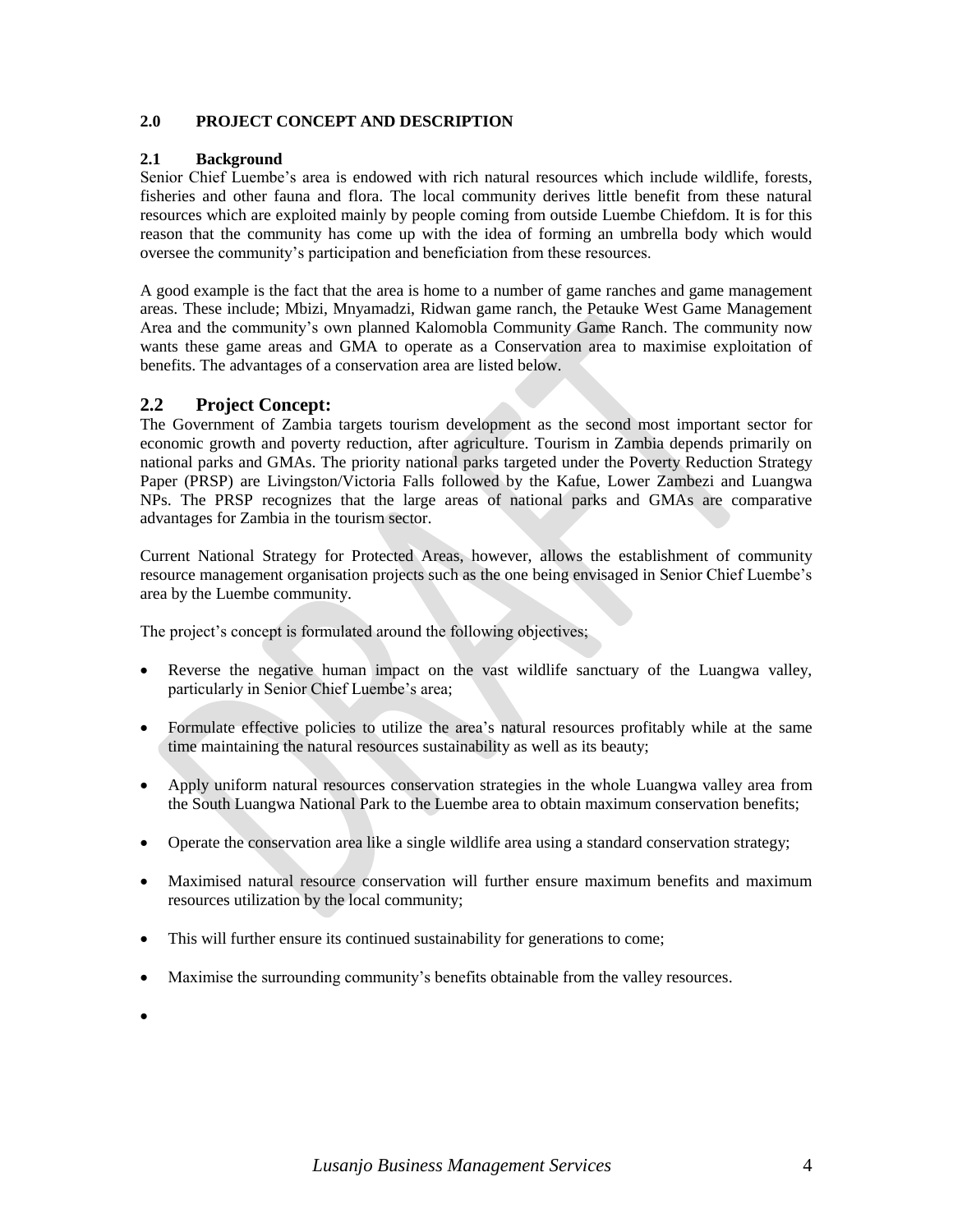## 2.0 PROJECT CONCEPT AND DESCRIPTION

### 2.1 Background

Senior Chief Luembe's area is endowed with rich natural resources which include wildlife, forests, fisheries and other fauna and flora. The local community derives little benefit from these natural resources which are exploited mainly by people coming from outside Luembe Chiefdom. It is for this reason that the community has come up with the idea of forming an umbrella body which would oversee the community's participation and beneficiation from these resources.

A good example is the fact that the area is home to a number of game ranches and game management areas. These include; Mbizi, Mnyamadzi, Ridwan game ranch, the Petauke West Game Management Area and the community's own planned Kalomobla Community Game Ranch. The community now wants these game areas and GMA to operate as a Conservation area to maximise exploitation of benefits. The advantages of a conservation area are listed below.

### 2.2 Project Concept:

The Government of Zambia targets tourism development as the second most important sector for economic growth and poverty reduction, after agriculture. Tourism in Zambia depends primarily on national parks and GMAs. The priority national parks targeted under the Poverty Reduction Strategy Paper (PRSP) are Livingston/Victoria Falls followed by the Kafue, Lower Zambezi and Luangwa NPs. The PRSP recognizes that the large areas of national parks and GMAs are comparative advantages for Zambia in the tourism sector.

Current National Strategy for Protected Areas, however, allows the establishment of community resource management organisation projects such as the one being envisaged in Senior Chief Luembe's area by the Luembe community.

The project's concept is formulated around the following objectives;

- Reverse the negative human impact on the vast wildlife sanctuary of the Luangwa valley, particularly in Senior Chief Luembe's area;
- Formulate effective policies to utilize the area's natural resources profitably while at the same time maintaining the natural resources sustainability as well as its beauty;
- Apply uniform natural resources conservation strategies in the whole Luangwa valley area from the South Luangwa National Park to the Luembe area to obtain maximum conservation benefits;
- Operate the conservation area like a single wildlife area using a standard conservation strategy;
- Maximised natural resource conservation will further ensure maximum benefits and maximum resources utilization by the local community;
- This will further ensure its continued sustainability for generations to come;
- Maximise the surrounding community's benefits obtainable from the valley resources.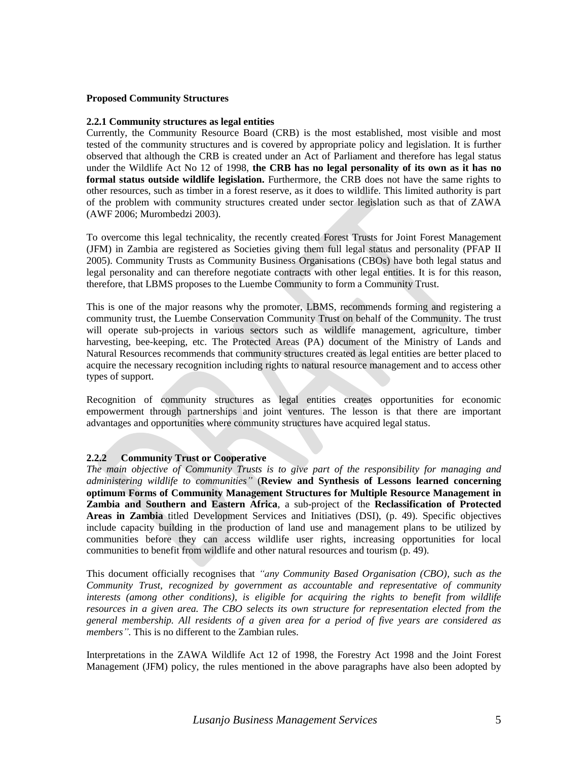**Proposed Community Structures**

**2.2.1 Community structures as legal entities**

Currently, the Community Resource Board (CRB) is the most established, most visible and most tested of the community structures and is covered by appropriate policy and legislation. It is further observed that although the CRB is created under an Act of Parliament and therefore has legal status under the Wildlife Act No 12 of 1998, **the CRB has no legal personality of its own as it has no formal status outside wildlife legislation.** Furthermore, the CRB does not have the same rights to other resources, such as timber in a forest reserve, as it does to wildlife. This limited authority is part of the problem with community structures created under sector legislation such as that of ZAWA (AWF 2006; Murombedzi 2003).

To overcome this legal technicality, the recently created Forest Trusts for Joint Forest Management (JFM) in Zambia are registered as Societies giving them full legal status and personality (PFAP II 2005). Community Trusts as Community Business Organisations (CBOs) have both legal status and legal personality and can therefore negotiate contracts with other legal entities. It is for this reason, therefore, that LBMS proposes to the Luembe Community to form a Community Trust.

This is one of the major reasons why the promoter, LBMS, recommends forming and registering a community trust, the Luembe Conservation Community Trust on behalf of the Community. The trust will operate sub-projects in various sectors such as wildlife management, agriculture, timber harvesting, bee-keeping, etc. The Protected Areas (PA) document of the Ministry of Lands and Natural Resources recommends that community structures created as legal entities are better placed to acquire the necessary recognition including rights to natural resource management and to access other types of support.

Recognition of community structures as legal entities creates opportunities for economic empowerment through partnerships and joint ventures. The lesson is that there are important advantages and opportunities where community structures have acquired legal status.

**2.2.2 Community Trust or Cooperative**

*The main objective of Community Trusts is to give part of the responsibility for managing and administering wildlife to communities"* (**Review and Synthesis of Lessons learned concerning optimum Forms of Community Management Structures for Multiple Resource Management in Zambia and Southern and Eastern Africa**, a sub-project of the **Reclassification of Protected Areas in Zambia** titled Development Services and Initiatives (DSI), (p. 49). Specific objectives include capacity building in the production of land use and management plans to be utilized by communities before they can access wildlife user rights, increasing opportunities for local communities to benefit from wildlife and other natural resources and tourism (p. 49).

This document officially recognises that *"any Community Based Organisation (CBO), such as the Community Trust, recognized by government as accountable and representative of community interests (among other conditions), is eligible for acquiring the rights to benefit from wildlife resources in a given area. The CBO selects its own structure for representation elected from the general membership. All residents of a given area for a period of five years are considered as members"*. This is no different to the Zambian rules.

Interpretations in the ZAWA Wildlife Act 12 of 1998, the Forestry Act 1998 and the Joint Forest Management (JFM) policy, the rules mentioned in the above paragraphs have also been adopted by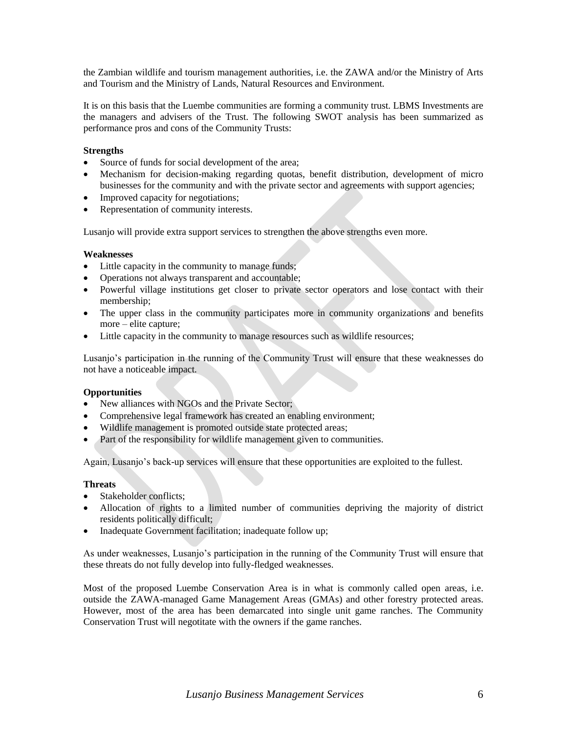the Zambian wildlife and tourism management authorities, i.e. the ZAWA and/or the Ministry of Arts and Tourism and the Ministry of Lands, Natural Resources and Environment.

It is on this basis that the Luembe communities are forming a community trust. LBMS Investments are the managers and advisers of the Trust. The following SWOT analysis has been summarized as performance pros and cons of the Community Trusts:

**Strengths**

- Source of funds for social development of the area;
- Mechanism for decision-making regarding quotas, benefit distribution, development of micro businesses for the community and with the private sector and agreements with support agencies;
- Improved capacity for negotiations;
- Representation of community interests.

Lusanjo will provide extra support services to strengthen the above strengths even more.

**Weaknesses**

- Little capacity in the community to manage funds;
- Operations not always transparent and accountable;
- Powerful village institutions get closer to private sector operators and lose contact with their membership;
- The upper class in the community participates more in community organizations and benefits more – elite capture;
- Little capacity in the community to manage resources such as wildlife resources;

Lusanjo's participation in the running of the Community Trust will ensure that these weaknesses do not have a noticeable impact.

**Opportunities**

- New alliances with NGOs and the Private Sector;
- Comprehensive legal framework has created an enabling environment;
- Wildlife management is promoted outside state protected areas;
- Part of the responsibility for wildlife management given to communities.

Again, Lusanjo's back-up services will ensure that these opportunities are exploited to the fullest.

**Threats**

- Stakeholder conflicts;
- Allocation of rights to a limited number of communities depriving the majority of district residents politically difficult;
- Inadequate Government facilitation; inadequate follow up;

As under weaknesses, Lusanjo's participation in the running of the Community Trust will ensure that these threats do not fully develop into fully-fledged weaknesses.

Most of the proposed Luembe Conservation Area is in what is commonly called open areas, i.e. outside the ZAWA-managed Game Management Areas (GMAs) and other forestry protected areas. However, most of the area has been demarcated into single unit game ranches. The Community Conservation Trust will negotitate with the owners if the game ranches.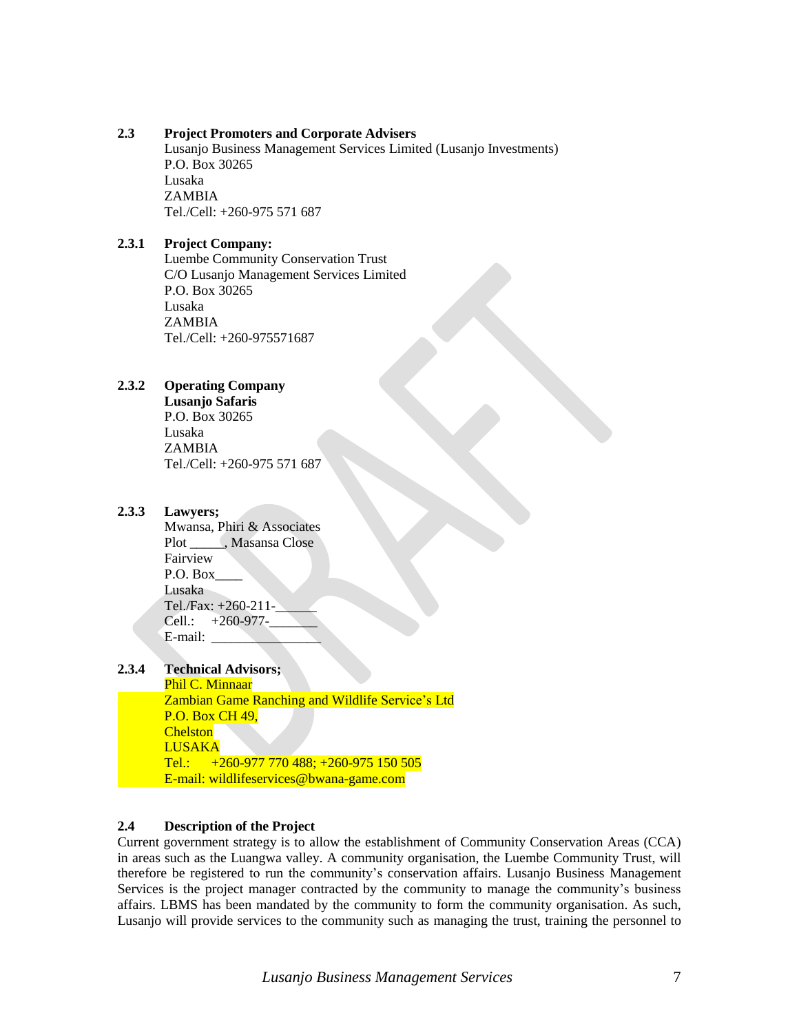### 2.3 Project Promoters and Corporate Advisers

Lusanjo Business Management Services Limited (Lusanjo Investments)
P.O. Box 30265
Lusaka
ZAMBIA
Tel./Cell: +260-975 571 687

#### 2.3.1 Project Company:

Luembe Community Conservation Trust
C/O Lusanjo Management Services Limited
P.O. Box 30265
Lusaka
ZAMBIA
Tel./Cell: +260-975571687

#### 2.3.2 Operating Company

**Lusanjo Safaris**
P.O. Box 30265
Lusaka
ZAMBIA
Tel./Cell: +260-975 571 687

#### 2.3.3 Lawyers;

Mwansa, Phiri & Associates
Plot _____, Masansa Close
Fairview
P.O. Box____
Lusaka
Tel./Fax: +260-211-______
Cell.: +260-977-_______
E-mail: ________________

#### 2.3.4 Technical Advisors;

Phil C. Minnaar
Zambian Game Ranching and Wildlife Service's Ltd
P.O. Box CH 49,
Chelston
LUSAKA
Tel.: +260-977 770 488; +260-975 150 505
E-mail: wildlifeservices@bwana-game.com

### 2.4 Description of the Project

Current government strategy is to allow the establishment of Community Conservation Areas (CCA) in areas such as the Luangwa valley. A community organisation, the Luembe Community Trust, will therefore be registered to run the community's conservation affairs. Lusanjo Business Management Services is the project manager contracted by the community to manage the community's business affairs. LBMS has been mandated by the community to form the community organisation. As such, Lusanjo will provide services to the community such as managing the trust, training the personnel to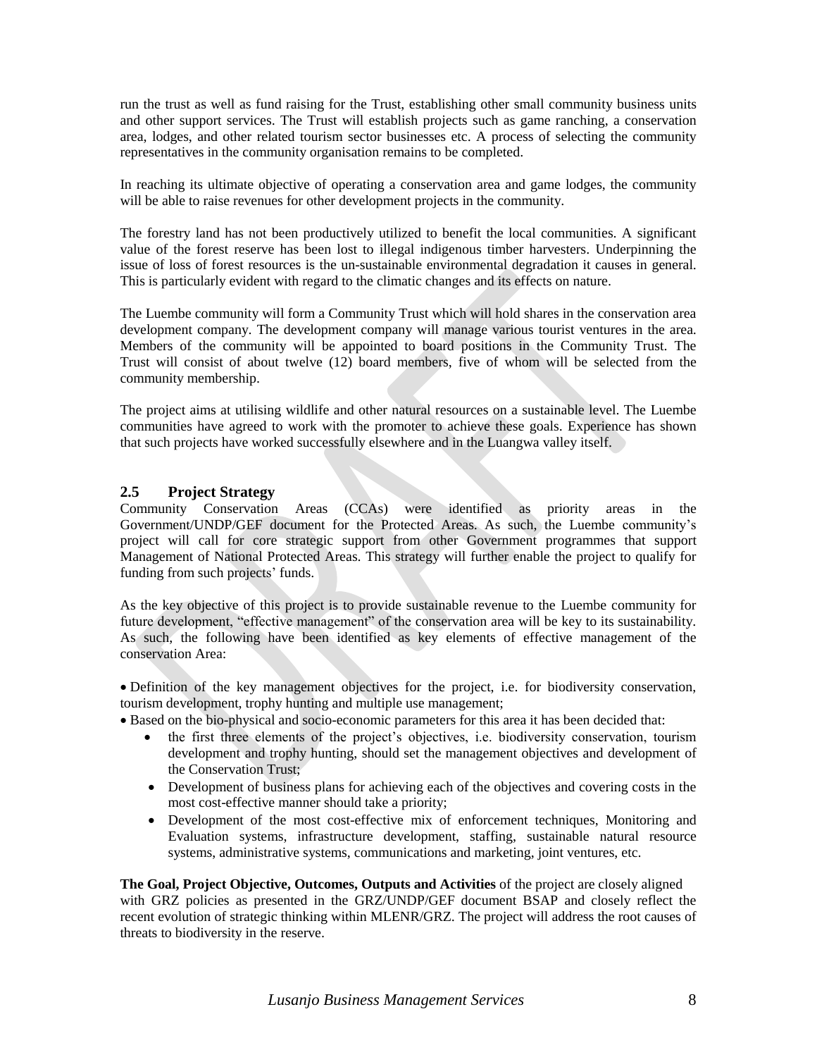run the trust as well as fund raising for the Trust, establishing other small community business units and other support services. The Trust will establish projects such as game ranching, a conservation area, lodges, and other related tourism sector businesses etc. A process of selecting the community representatives in the community organisation remains to be completed.

In reaching its ultimate objective of operating a conservation area and game lodges, the community will be able to raise revenues for other development projects in the community.

The forestry land has not been productively utilized to benefit the local communities. A significant value of the forest reserve has been lost to illegal indigenous timber harvesters. Underpinning the issue of loss of forest resources is the un-sustainable environmental degradation it causes in general. This is particularly evident with regard to the climatic changes and its effects on nature.

The Luembe community will form a Community Trust which will hold shares in the conservation area development company. The development company will manage various tourist ventures in the area. Members of the community will be appointed to board positions in the Community Trust. The Trust will consist of about twelve (12) board members, five of whom will be selected from the community membership.

The project aims at utilising wildlife and other natural resources on a sustainable level. The Luembe communities have agreed to work with the promoter to achieve these goals. Experience has shown that such projects have worked successfully elsewhere and in the Luangwa valley itself.

## 2.5 Project Strategy

Community Conservation Areas (CCAs) were identified as priority areas in the Government/UNDP/GEF document for the Protected Areas. As such, the Luembe community's project will call for core strategic support from other Government programmes that support Management of National Protected Areas. This strategy will further enable the project to qualify for funding from such projects' funds.

As the key objective of this project is to provide sustainable revenue to the Luembe community for future development, "effective management" of the conservation area will be key to its sustainability. As such, the following have been identified as key elements of effective management of the conservation Area:

- Definition of the key management objectives for the project, i.e. for biodiversity conservation, tourism development, trophy hunting and multiple use management;
- Based on the bio-physical and socio-economic parameters for this area it has been decided that:
  - the first three elements of the project's objectives, i.e. biodiversity conservation, tourism development and trophy hunting, should set the management objectives and development of the Conservation Trust;
  - Development of business plans for achieving each of the objectives and covering costs in the most cost-effective manner should take a priority;
  - Development of the most cost-effective mix of enforcement techniques, Monitoring and Evaluation systems, infrastructure development, staffing, sustainable natural resource systems, administrative systems, communications and marketing, joint ventures, etc.

**The Goal, Project Objective, Outcomes, Outputs and Activities** of the project are closely aligned with GRZ policies as presented in the GRZ/UNDP/GEF document BSAP and closely reflect the recent evolution of strategic thinking within MLENR/GRZ. The project will address the root causes of threats to biodiversity in the reserve.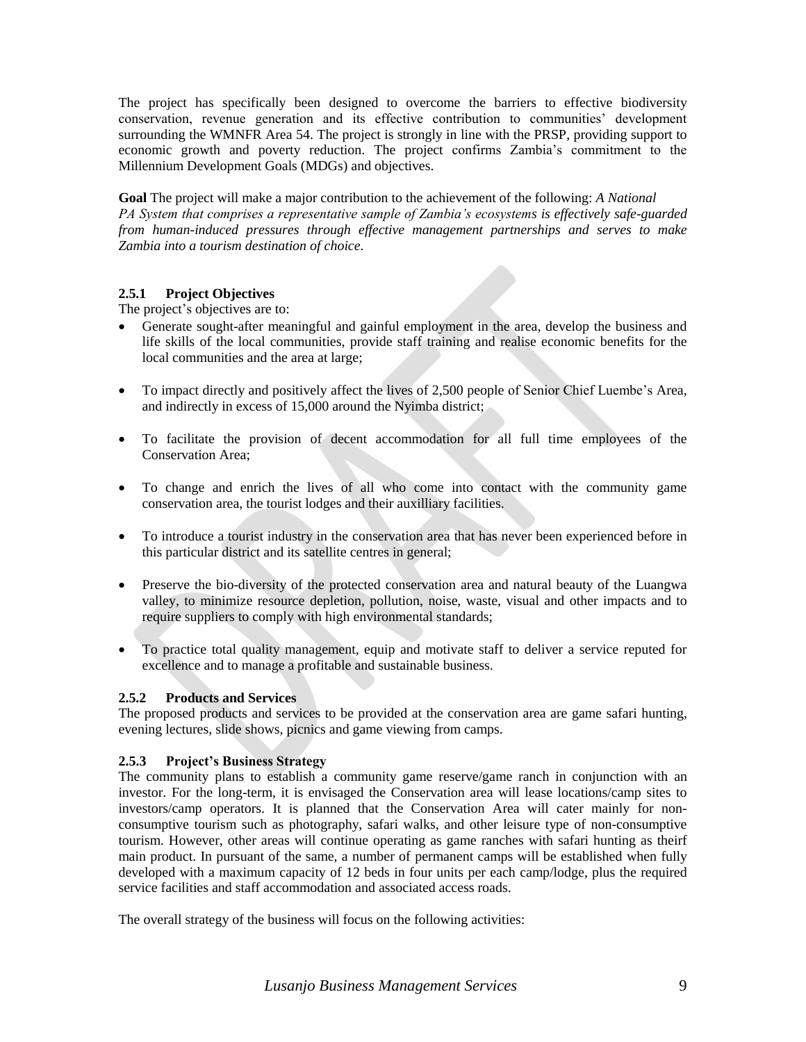The project has specifically been designed to overcome the barriers to effective biodiversity conservation, revenue generation and its effective contribution to communities' development surrounding the WMNFR Area 54. The project is strongly in line with the PRSP, providing support to economic growth and poverty reduction. The project confirms Zambia's commitment to the Millennium Development Goals (MDGs) and objectives.

**Goal** The project will make a major contribution to the achievement of the following: *A National PA System that comprises a representative sample of Zambia's ecosystems is effectively safe-guarded from human-induced pressures through effective management partnerships and serves to make Zambia into a tourism destination of choice.*

### 2.5.1 Project Objectives

The project's objectives are to:

- Generate sought-after meaningful and gainful employment in the area, develop the business and life skills of the local communities, provide staff training and realise economic benefits for the local communities and the area at large;
- To impact directly and positively affect the lives of 2,500 people of Senior Chief Luembe's Area, and indirectly in excess of 15,000 around the Nyimba district;
- To facilitate the provision of decent accommodation for all full time employees of the Conservation Area;
- To change and enrich the lives of all who come into contact with the community game conservation area, the tourist lodges and their auxilliary facilities.
- To introduce a tourist industry in the conservation area that has never been experienced before in this particular district and its satellite centres in general;
- Preserve the bio-diversity of the protected conservation area and natural beauty of the Luangwa valley, to minimize resource depletion, pollution, noise, waste, visual and other impacts and to require suppliers to comply with high environmental standards;
- To practice total quality management, equip and motivate staff to deliver a service reputed for excellence and to manage a profitable and sustainable business.

### 2.5.2 Products and Services

The proposed products and services to be provided at the conservation area are game safari hunting, evening lectures, slide shows, picnics and game viewing from camps.

### 2.5.3 Project's Business Strategy

The community plans to establish a community game reserve/game ranch in conjunction with an investor. For the long-term, it is envisaged the Conservation area will lease locations/camp sites to investors/camp operators. It is planned that the Conservation Area will cater mainly for non-consumptive tourism such as photography, safari walks, and other leisure type of non-consumptive tourism. However, other areas will continue operating as game ranches with safari hunting as theirf main product. In pursuant of the same, a number of permanent camps will be established when fully developed with a maximum capacity of 12 beds in four units per each camp/lodge, plus the required service facilities and staff accommodation and associated access roads.

The overall strategy of the business will focus on the following activities: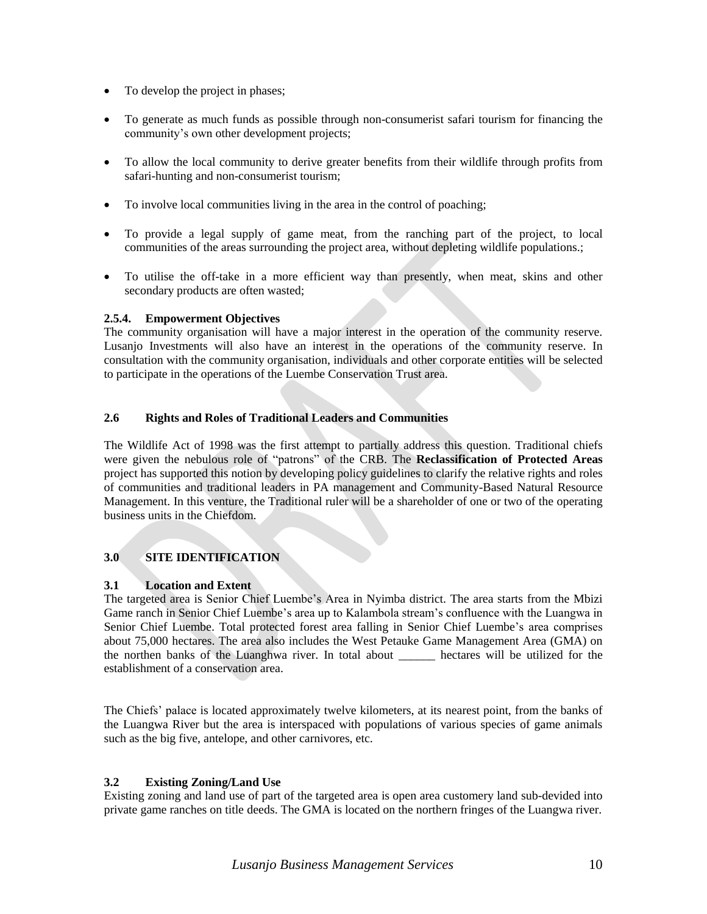- To develop the project in phases;
- To generate as much funds as possible through non-consumerist safari tourism for financing the community's own other development projects;
- To allow the local community to derive greater benefits from their wildlife through profits from safari-hunting and non-consumerist tourism;
- To involve local communities living in the area in the control of poaching;
- To provide a legal supply of game meat, from the ranching part of the project, to local communities of the areas surrounding the project area, without depleting wildlife populations.;
- To utilise the off-take in a more efficient way than presently, when meat, skins and other secondary products are often wasted;

#### 2.5.4. Empowerment Objectives

The community organisation will have a major interest in the operation of the community reserve. Lusanjo Investments will also have an interest in the operations of the community reserve. In consultation with the community organisation, individuals and other corporate entities will be selected to participate in the operations of the Luembe Conservation Trust area.

### 2.6 Rights and Roles of Traditional Leaders and Communities

The Wildlife Act of 1998 was the first attempt to partially address this question. Traditional chiefs were given the nebulous role of "patrons" of the CRB. The **Reclassification of Protected Areas** project has supported this notion by developing policy guidelines to clarify the relative rights and roles of communities and traditional leaders in PA management and Community-Based Natural Resource Management. In this venture, the Traditional ruler will be a shareholder of one or two of the operating business units in the Chiefdom.

## 3.0 SITE IDENTIFICATION

### 3.1 Location and Extent

The targeted area is Senior Chief Luembe's Area in Nyimba district. The area starts from the Mbizi Game ranch in Senior Chief Luembe's area up to Kalambola stream's confluence with the Luangwa in Senior Chief Luembe. Total protected forest area falling in Senior Chief Luembe's area comprises about 75,000 hectares. The area also includes the West Petauke Game Management Area (GMA) on the northen banks of the Luanghwa river. In total about ______ hectares will be utilized for the establishment of a conservation area.

The Chiefs' palace is located approximately twelve kilometers, at its nearest point, from the banks of the Luangwa River but the area is interspaced with populations of various species of game animals such as the big five, antelope, and other carnivores, etc.

### 3.2 Existing Zoning/Land Use

Existing zoning and land use of part of the targeted area is open area customery land sub-devided into private game ranches on title deeds. The GMA is located on the northern fringes of the Luangwa river.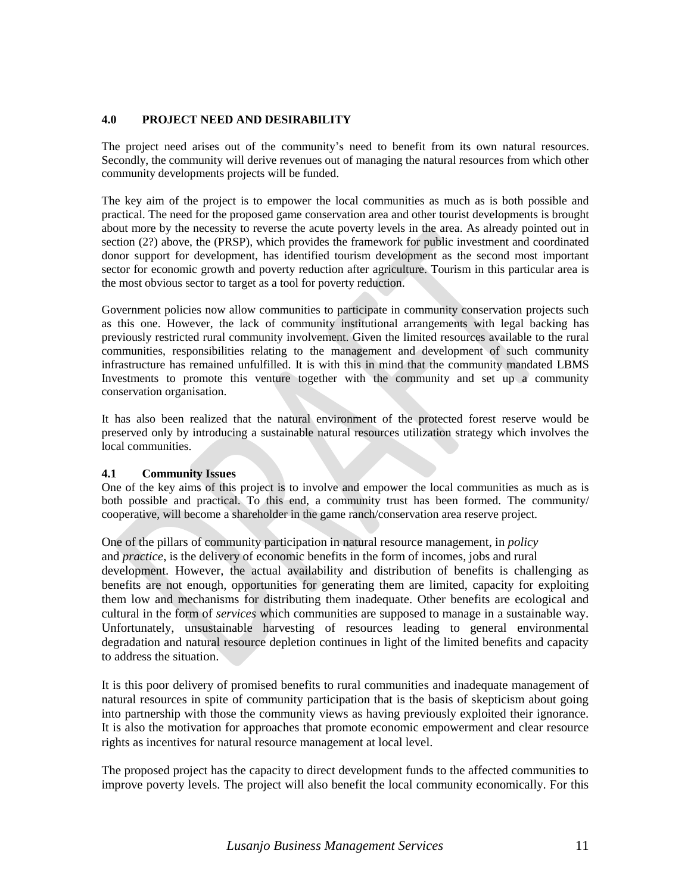## 4.0 PROJECT NEED AND DESIRABILITY

The project need arises out of the community's need to benefit from its own natural resources. Secondly, the community will derive revenues out of managing the natural resources from which other community developments projects will be funded.

The key aim of the project is to empower the local communities as much as is both possible and practical. The need for the proposed game conservation area and other tourist developments is brought about more by the necessity to reverse the acute poverty levels in the area. As already pointed out in section (2?) above, the (PRSP), which provides the framework for public investment and coordinated donor support for development, has identified tourism development as the second most important sector for economic growth and poverty reduction after agriculture. Tourism in this particular area is the most obvious sector to target as a tool for poverty reduction.

Government policies now allow communities to participate in community conservation projects such as this one. However, the lack of community institutional arrangements with legal backing has previously restricted rural community involvement. Given the limited resources available to the rural communities, responsibilities relating to the management and development of such community infrastructure has remained unfulfilled. It is with this in mind that the community mandated LBMS Investments to promote this venture together with the community and set up a community conservation organisation.

It has also been realized that the natural environment of the protected forest reserve would be preserved only by introducing a sustainable natural resources utilization strategy which involves the local communities.

### 4.1 Community Issues

One of the key aims of this project is to involve and empower the local communities as much as is both possible and practical. To this end, a community trust has been formed. The community/ cooperative, will become a shareholder in the game ranch/conservation area reserve project.

One of the pillars of community participation in natural resource management, in *policy* and *practice*, is the delivery of economic benefits in the form of incomes, jobs and rural development. However, the actual availability and distribution of benefits is challenging as benefits are not enough, opportunities for generating them are limited, capacity for exploiting them low and mechanisms for distributing them inadequate. Other benefits are ecological and cultural in the form of *services* which communities are supposed to manage in a sustainable way. Unfortunately, unsustainable harvesting of resources leading to general environmental degradation and natural resource depletion continues in light of the limited benefits and capacity to address the situation.

It is this poor delivery of promised benefits to rural communities and inadequate management of natural resources in spite of community participation that is the basis of skepticism about going into partnership with those the community views as having previously exploited their ignorance. It is also the motivation for approaches that promote economic empowerment and clear resource rights as incentives for natural resource management at local level.

The proposed project has the capacity to direct development funds to the affected communities to improve poverty levels. The project will also benefit the local community economically. For this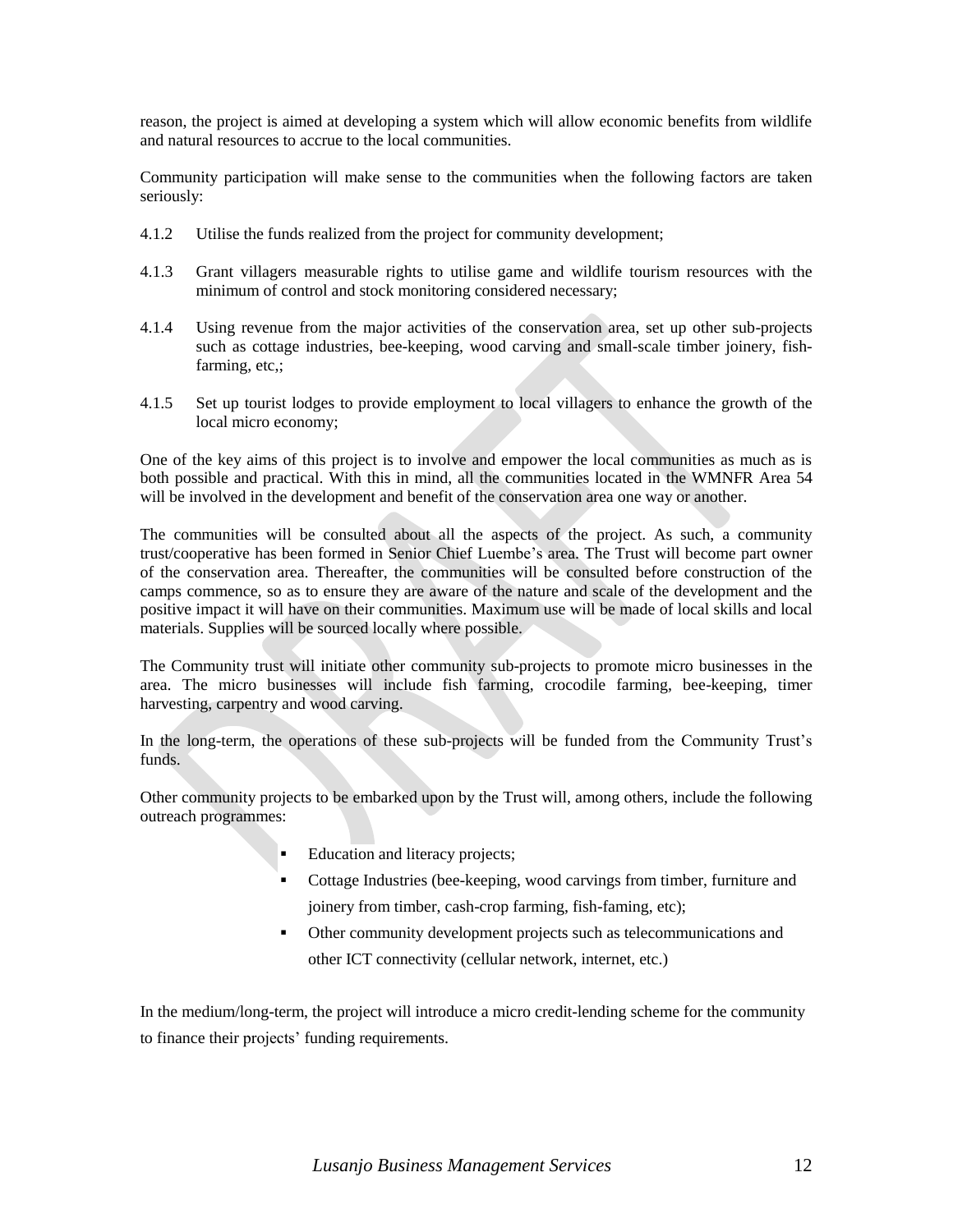reason, the project is aimed at developing a system which will allow economic benefits from wildlife and natural resources to accrue to the local communities.

Community participation will make sense to the communities when the following factors are taken seriously:

4.1.2 Utilise the funds realized from the project for community development;

4.1.3 Grant villagers measurable rights to utilise game and wildlife tourism resources with the minimum of control and stock monitoring considered necessary;

4.1.4 Using revenue from the major activities of the conservation area, set up other sub-projects such as cottage industries, bee-keeping, wood carving and small-scale timber joinery, fish-farming, etc,;

4.1.5 Set up tourist lodges to provide employment to local villagers to enhance the growth of the local micro economy;

One of the key aims of this project is to involve and empower the local communities as much as is both possible and practical. With this in mind, all the communities located in the WMNFR Area 54 will be involved in the development and benefit of the conservation area one way or another.

The communities will be consulted about all the aspects of the project. As such, a community trust/cooperative has been formed in Senior Chief Luembe's area. The Trust will become part owner of the conservation area. Thereafter, the communities will be consulted before construction of the camps commence, so as to ensure they are aware of the nature and scale of the development and the positive impact it will have on their communities. Maximum use will be made of local skills and local materials. Supplies will be sourced locally where possible.

The Community trust will initiate other community sub-projects to promote micro businesses in the area. The micro businesses will include fish farming, crocodile farming, bee-keeping, timer harvesting, carpentry and wood carving.

In the long-term, the operations of these sub-projects will be funded from the Community Trust's funds.

Other community projects to be embarked upon by the Trust will, among others, include the following outreach programmes:

- Education and literacy projects;
- Cottage Industries (bee-keeping, wood carvings from timber, furniture and joinery from timber, cash-crop farming, fish-faming, etc);
- Other community development projects such as telecommunications and other ICT connectivity (cellular network, internet, etc.)

In the medium/long-term, the project will introduce a micro credit-lending scheme for the community to finance their projects' funding requirements.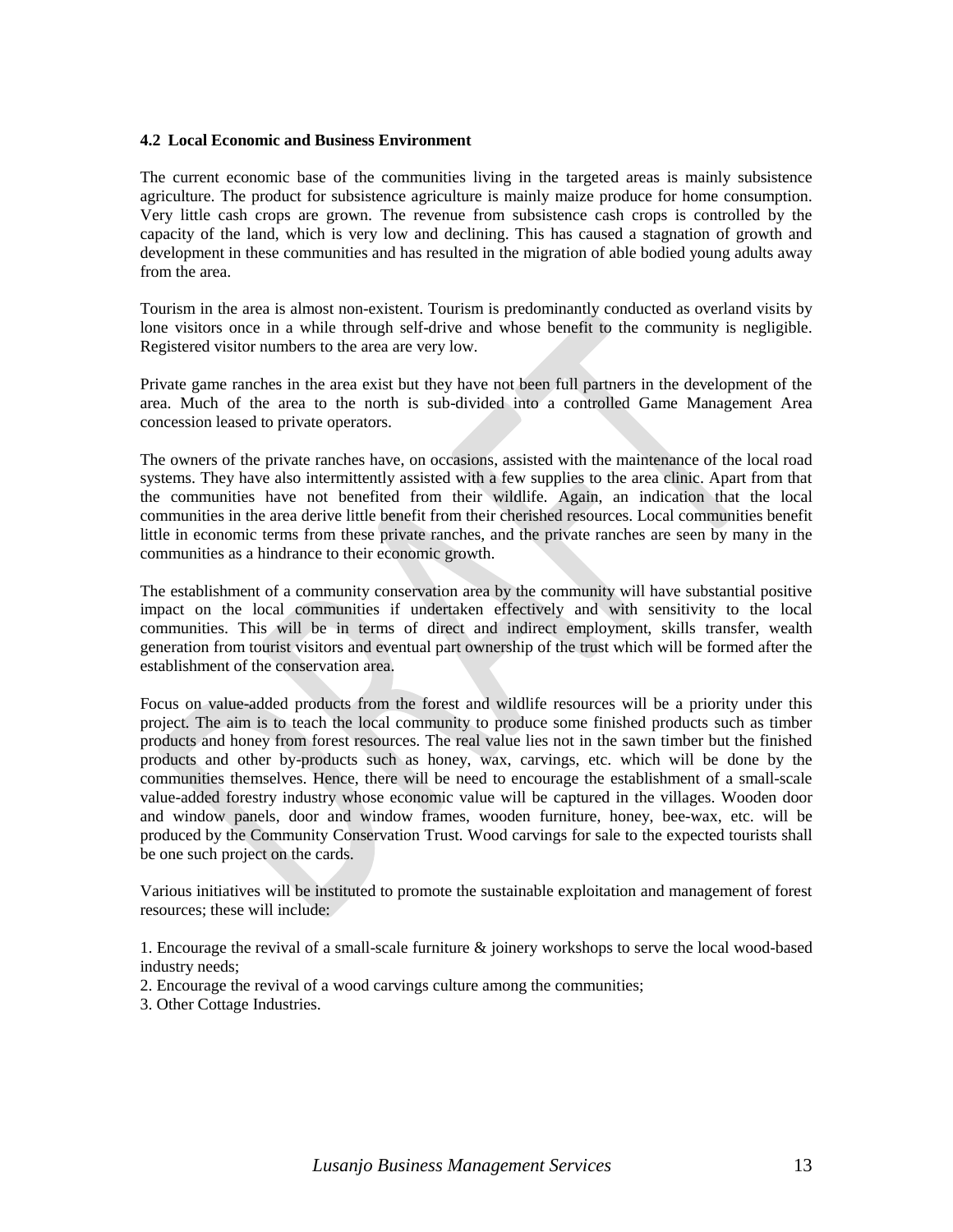### 4.2 Local Economic and Business Environment

The current economic base of the communities living in the targeted areas is mainly subsistence agriculture. The product for subsistence agriculture is mainly maize produce for home consumption. Very little cash crops are grown. The revenue from subsistence cash crops is controlled by the capacity of the land, which is very low and declining. This has caused a stagnation of growth and development in these communities and has resulted in the migration of able bodied young adults away from the area.

Tourism in the area is almost non-existent. Tourism is predominantly conducted as overland visits by lone visitors once in a while through self-drive and whose benefit to the community is negligible. Registered visitor numbers to the area are very low.

Private game ranches in the area exist but they have not been full partners in the development of the area. Much of the area to the north is sub-divided into a controlled Game Management Area concession leased to private operators.

The owners of the private ranches have, on occasions, assisted with the maintenance of the local road systems. They have also intermittently assisted with a few supplies to the area clinic. Apart from that the communities have not benefited from their wildlife. Again, an indication that the local communities in the area derive little benefit from their cherished resources. Local communities benefit little in economic terms from these private ranches, and the private ranches are seen by many in the communities as a hindrance to their economic growth.

The establishment of a community conservation area by the community will have substantial positive impact on the local communities if undertaken effectively and with sensitivity to the local communities. This will be in terms of direct and indirect employment, skills transfer, wealth generation from tourist visitors and eventual part ownership of the trust which will be formed after the establishment of the conservation area.

Focus on value-added products from the forest and wildlife resources will be a priority under this project. The aim is to teach the local community to produce some finished products such as timber products and honey from forest resources. The real value lies not in the sawn timber but the finished products and other by-products such as honey, wax, carvings, etc. which will be done by the communities themselves. Hence, there will be need to encourage the establishment of a small-scale value-added forestry industry whose economic value will be captured in the villages. Wooden door and window panels, door and window frames, wooden furniture, honey, bee-wax, etc. will be produced by the Community Conservation Trust. Wood carvings for sale to the expected tourists shall be one such project on the cards.

Various initiatives will be instituted to promote the sustainable exploitation and management of forest resources; these will include:

1. Encourage the revival of a small-scale furniture & joinery workshops to serve the local wood-based industry needs;
2. Encourage the revival of a wood carvings culture among the communities;
3. Other Cottage Industries.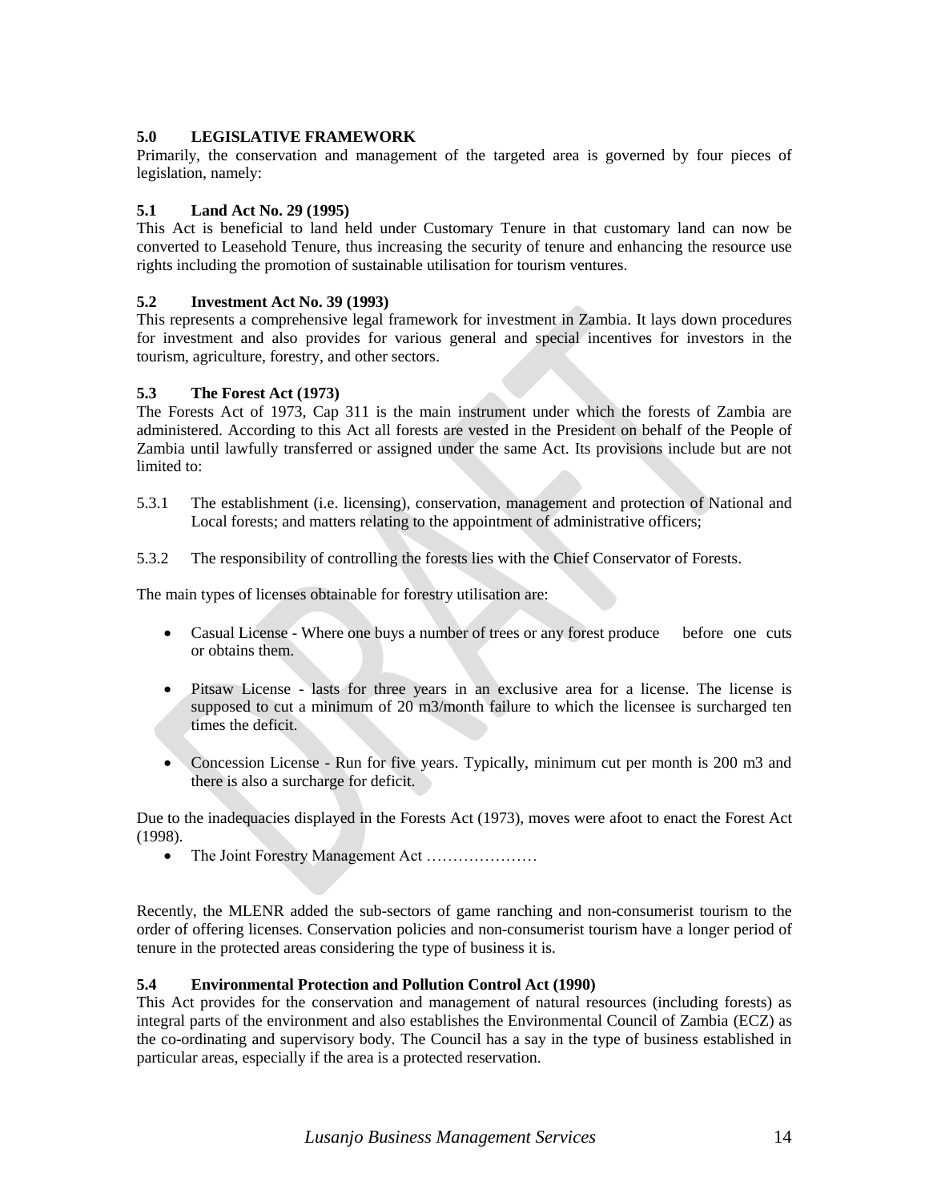## 5.0 LEGISLATIVE FRAMEWORK

Primarily, the conservation and management of the targeted area is governed by four pieces of legislation, namely:

### 5.1 Land Act No. 29 (1995)

This Act is beneficial to land held under Customary Tenure in that customary land can now be converted to Leasehold Tenure, thus increasing the security of tenure and enhancing the resource use rights including the promotion of sustainable utilisation for tourism ventures.

### 5.2 Investment Act No. 39 (1993)

This represents a comprehensive legal framework for investment in Zambia. It lays down procedures for investment and also provides for various general and special incentives for investors in the tourism, agriculture, forestry, and other sectors.

### 5.3 The Forest Act (1973)

The Forests Act of 1973, Cap 311 is the main instrument under which the forests of Zambia are administered. According to this Act all forests are vested in the President on behalf of the People of Zambia until lawfully transferred or assigned under the same Act. Its provisions include but are not limited to:

5.3.1 The establishment (i.e. licensing), conservation, management and protection of National and Local forests; and matters relating to the appointment of administrative officers;

5.3.2 The responsibility of controlling the forests lies with the Chief Conservator of Forests.

The main types of licenses obtainable for forestry utilisation are:

- Casual License - Where one buys a number of trees or any forest produce before one cuts or obtains them.
- Pitsaw License - lasts for three years in an exclusive area for a license. The license is supposed to cut a minimum of 20 m3/month failure to which the licensee is surcharged ten times the deficit.
- Concession License - Run for five years. Typically, minimum cut per month is 200 m3 and there is also a surcharge for deficit.

Due to the inadequacies displayed in the Forests Act (1973), moves were afoot to enact the Forest Act (1998).

- The Joint Forestry Management Act …………………

Recently, the MLENR added the sub-sectors of game ranching and non-consumerist tourism to the order of offering licenses. Conservation policies and non-consumerist tourism have a longer period of tenure in the protected areas considering the type of business it is.

### 5.4 Environmental Protection and Pollution Control Act (1990)

This Act provides for the conservation and management of natural resources (including forests) as integral parts of the environment and also establishes the Environmental Council of Zambia (ECZ) as the co-ordinating and supervisory body. The Council has a say in the type of business established in particular areas, especially if the area is a protected reservation.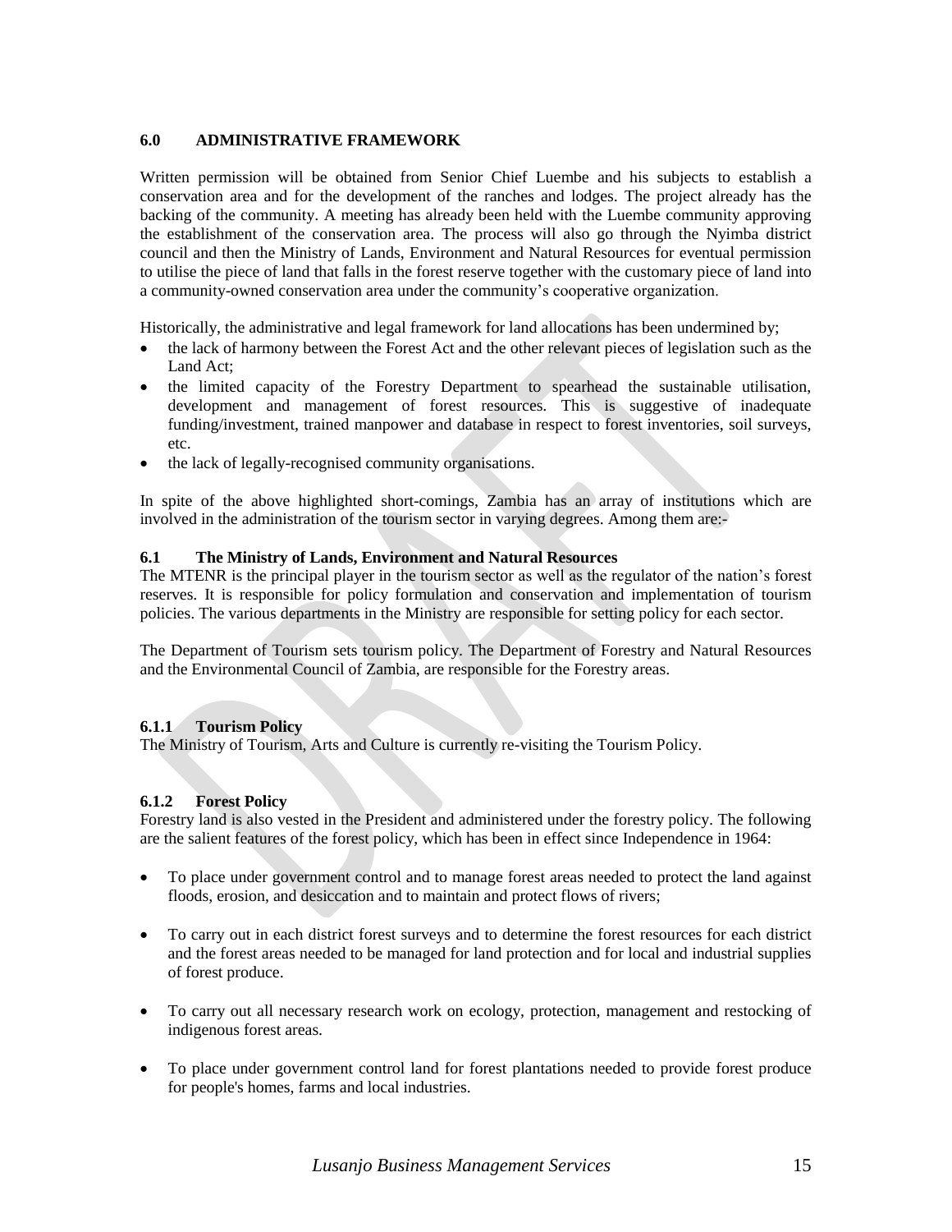## 6.0 ADMINISTRATIVE FRAMEWORK

Written permission will be obtained from Senior Chief Luembe and his subjects to establish a conservation area and for the development of the ranches and lodges. The project already has the backing of the community. A meeting has already been held with the Luembe community approving the establishment of the conservation area. The process will also go through the Nyimba district council and then the Ministry of Lands, Environment and Natural Resources for eventual permission to utilise the piece of land that falls in the forest reserve together with the customary piece of land into a community-owned conservation area under the community's cooperative organization.

Historically, the administrative and legal framework for land allocations has been undermined by;

- the lack of harmony between the Forest Act and the other relevant pieces of legislation such as the Land Act;
- the limited capacity of the Forestry Department to spearhead the sustainable utilisation, development and management of forest resources. This is suggestive of inadequate funding/investment, trained manpower and database in respect to forest inventories, soil surveys, etc.
- the lack of legally-recognised community organisations.

In spite of the above highlighted short-comings, Zambia has an array of institutions which are involved in the administration of the tourism sector in varying degrees. Among them are:-

### 6.1 The Ministry of Lands, Environment and Natural Resources

The MTENR is the principal player in the tourism sector as well as the regulator of the nation's forest reserves. It is responsible for policy formulation and conservation and implementation of tourism policies. The various departments in the Ministry are responsible for setting policy for each sector.

The Department of Tourism sets tourism policy. The Department of Forestry and Natural Resources and the Environmental Council of Zambia, are responsible for the Forestry areas.

#### 6.1.1 Tourism Policy

The Ministry of Tourism, Arts and Culture is currently re-visiting the Tourism Policy.

#### 6.1.2 Forest Policy

Forestry land is also vested in the President and administered under the forestry policy. The following are the salient features of the forest policy, which has been in effect since Independence in 1964:

- To place under government control and to manage forest areas needed to protect the land against floods, erosion, and desiccation and to maintain and protect flows of rivers;
- To carry out in each district forest surveys and to determine the forest resources for each district and the forest areas needed to be managed for land protection and for local and industrial supplies of forest produce.
- To carry out all necessary research work on ecology, protection, management and restocking of indigenous forest areas.
- To place under government control land for forest plantations needed to provide forest produce for people's homes, farms and local industries.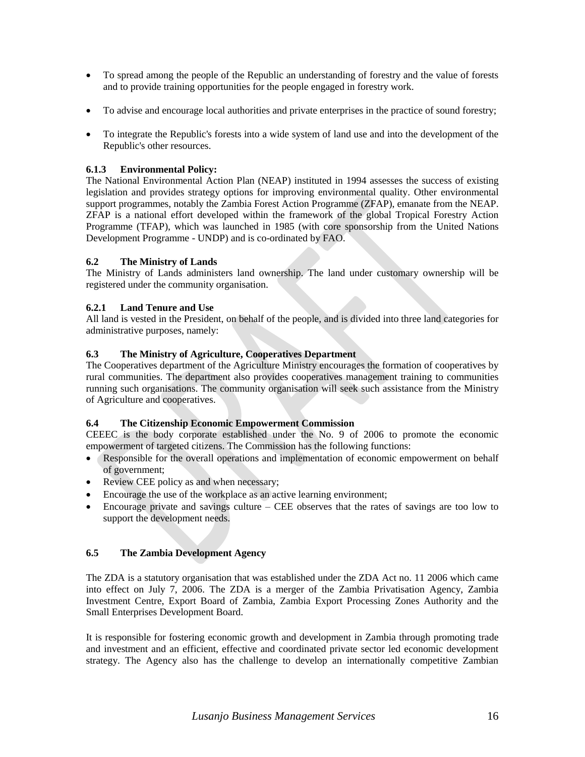- To spread among the people of the Republic an understanding of forestry and the value of forests and to provide training opportunities for the people engaged in forestry work.

- To advise and encourage local authorities and private enterprises in the practice of sound forestry;

- To integrate the Republic's forests into a wide system of land use and into the development of the Republic's other resources.

#### 6.1.3 Environmental Policy:

The National Environmental Action Plan (NEAP) instituted in 1994 assesses the success of existing legislation and provides strategy options for improving environmental quality. Other environmental support programmes, notably the Zambia Forest Action Programme (ZFAP), emanate from the NEAP. ZFAP is a national effort developed within the framework of the global Tropical Forestry Action Programme (TFAP), which was launched in 1985 (with core sponsorship from the United Nations Development Programme - UNDP) and is co-ordinated by FAO.

### 6.2 The Ministry of Lands

The Ministry of Lands administers land ownership. The land under customary ownership will be registered under the community organisation.

#### 6.2.1 Land Tenure and Use

All land is vested in the President, on behalf of the people, and is divided into three land categories for administrative purposes, namely:

### 6.3 The Ministry of Agriculture, Cooperatives Department

The Cooperatives department of the Agriculture Ministry encourages the formation of cooperatives by rural communities. The department also provides cooperatives management training to communities running such organisations. The community organisation will seek such assistance from the Ministry of Agriculture and cooperatives.

### 6.4 The Citizenship Economic Empowerment Commission

CEEEC is the body corporate established under the No. 9 of 2006 to promote the economic empowerment of targeted citizens. The Commission has the following functions:

- Responsible for the overall operations and implementation of economic empowerment on behalf of government;
- Review CEE policy as and when necessary;
- Encourage the use of the workplace as an active learning environment;
- Encourage private and savings culture – CEE observes that the rates of savings are too low to support the development needs.

### 6.5 The Zambia Development Agency

The ZDA is a statutory organisation that was established under the ZDA Act no. 11 2006 which came into effect on July 7, 2006. The ZDA is a merger of the Zambia Privatisation Agency, Zambia Investment Centre, Export Board of Zambia, Zambia Export Processing Zones Authority and the Small Enterprises Development Board.

It is responsible for fostering economic growth and development in Zambia through promoting trade and investment and an efficient, effective and coordinated private sector led economic development strategy. The Agency also has the challenge to develop an internationally competitive Zambian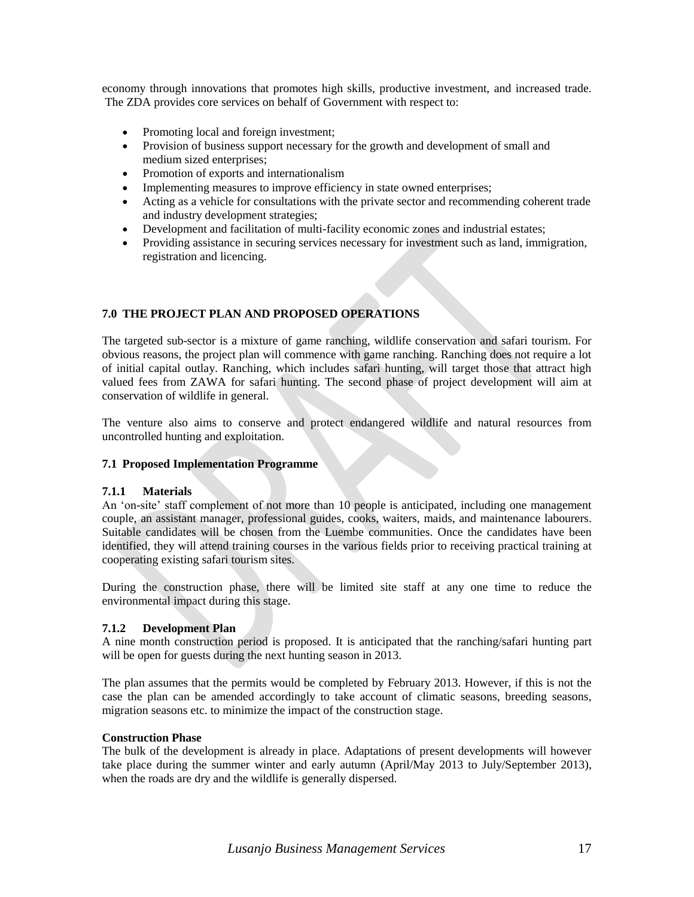economy through innovations that promotes high skills, productive investment, and increased trade. The ZDA provides core services on behalf of Government with respect to:

- Promoting local and foreign investment;
- Provision of business support necessary for the growth and development of small and medium sized enterprises;
- Promotion of exports and internationalism
- Implementing measures to improve efficiency in state owned enterprises;
- Acting as a vehicle for consultations with the private sector and recommending coherent trade and industry development strategies;
- Development and facilitation of multi-facility economic zones and industrial estates;
- Providing assistance in securing services necessary for investment such as land, immigration, registration and licencing.

## 7.0 THE PROJECT PLAN AND PROPOSED OPERATIONS

The targeted sub-sector is a mixture of game ranching, wildlife conservation and safari tourism. For obvious reasons, the project plan will commence with game ranching. Ranching does not require a lot of initial capital outlay. Ranching, which includes safari hunting, will target those that attract high valued fees from ZAWA for safari hunting. The second phase of project development will aim at conservation of wildlife in general.

The venture also aims to conserve and protect endangered wildlife and natural resources from uncontrolled hunting and exploitation.

### 7.1 Proposed Implementation Programme

#### 7.1.1 Materials

An 'on-site' staff complement of not more than 10 people is anticipated, including one management couple, an assistant manager, professional guides, cooks, waiters, maids, and maintenance labourers. Suitable candidates will be chosen from the Luembe communities. Once the candidates have been identified, they will attend training courses in the various fields prior to receiving practical training at cooperating existing safari tourism sites.

During the construction phase, there will be limited site staff at any one time to reduce the environmental impact during this stage.

#### 7.1.2 Development Plan

A nine month construction period is proposed. It is anticipated that the ranching/safari hunting part will be open for guests during the next hunting season in 2013.

The plan assumes that the permits would be completed by February 2013. However, if this is not the case the plan can be amended accordingly to take account of climatic seasons, breeding seasons, migration seasons etc. to minimize the impact of the construction stage.

**Construction Phase**

The bulk of the development is already in place. Adaptations of present developments will however take place during the summer winter and early autumn (April/May 2013 to July/September 2013), when the roads are dry and the wildlife is generally dispersed.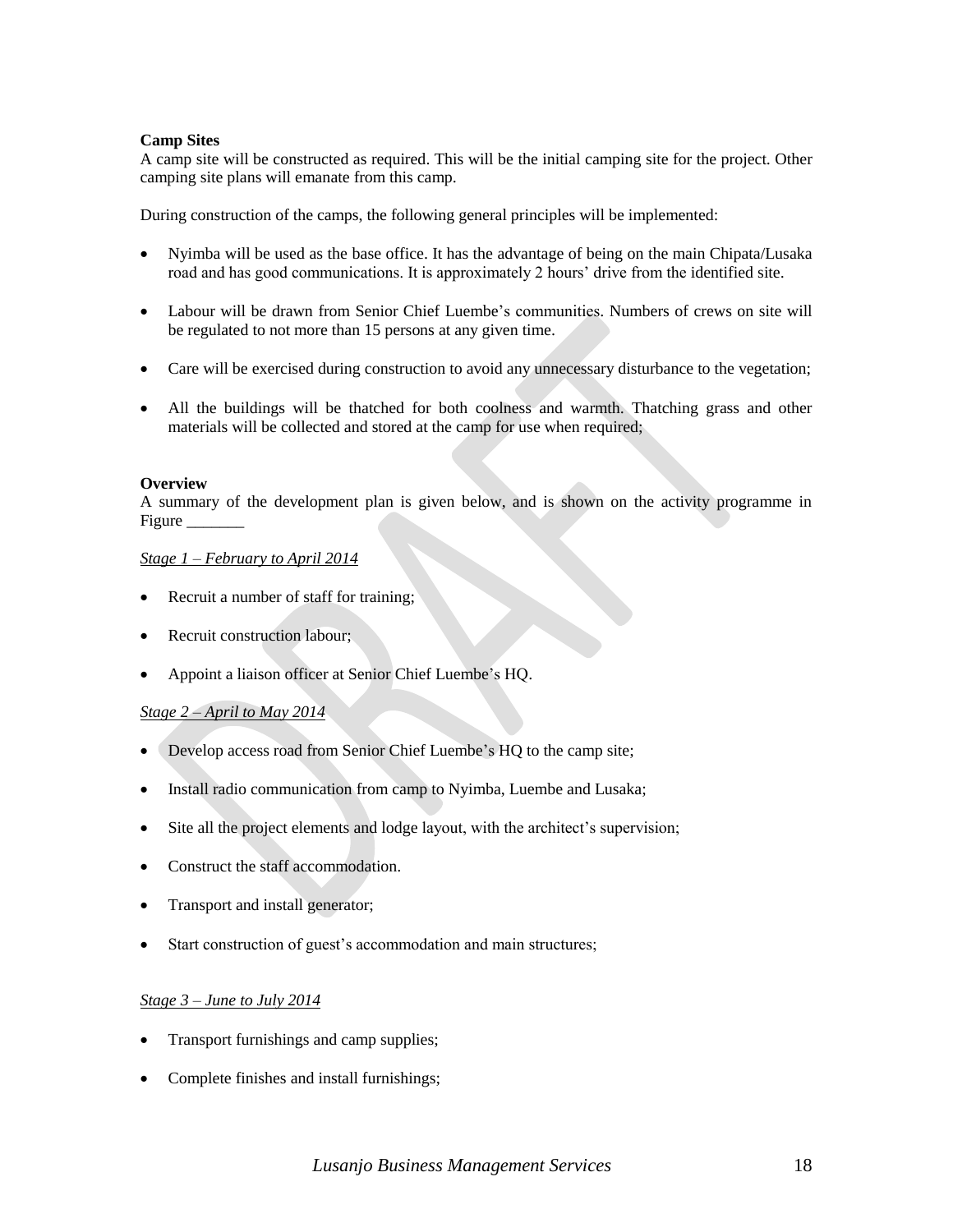**Camp Sites**

A camp site will be constructed as required. This will be the initial camping site for the project. Other camping site plans will emanate from this camp.

During construction of the camps, the following general principles will be implemented:

- Nyimba will be used as the base office. It has the advantage of being on the main Chipata/Lusaka road and has good communications. It is approximately 2 hours' drive from the identified site.
- Labour will be drawn from Senior Chief Luembe's communities. Numbers of crews on site will be regulated to not more than 15 persons at any given time.
- Care will be exercised during construction to avoid any unnecessary disturbance to the vegetation;
- All the buildings will be thatched for both coolness and warmth. Thatching grass and other materials will be collected and stored at the camp for use when required;

**Overview**

A summary of the development plan is given below, and is shown on the activity programme in Figure _______

*Stage 1 – February to April 2014*

- Recruit a number of staff for training;
- Recruit construction labour;
- Appoint a liaison officer at Senior Chief Luembe's HQ.

*Stage 2 – April to May 2014*

- Develop access road from Senior Chief Luembe's HQ to the camp site;
- Install radio communication from camp to Nyimba, Luembe and Lusaka;
- Site all the project elements and lodge layout, with the architect's supervision;
- Construct the staff accommodation.
- Transport and install generator;
- Start construction of guest's accommodation and main structures;

*Stage 3 – June to July 2014*

- Transport furnishings and camp supplies;
- Complete finishes and install furnishings;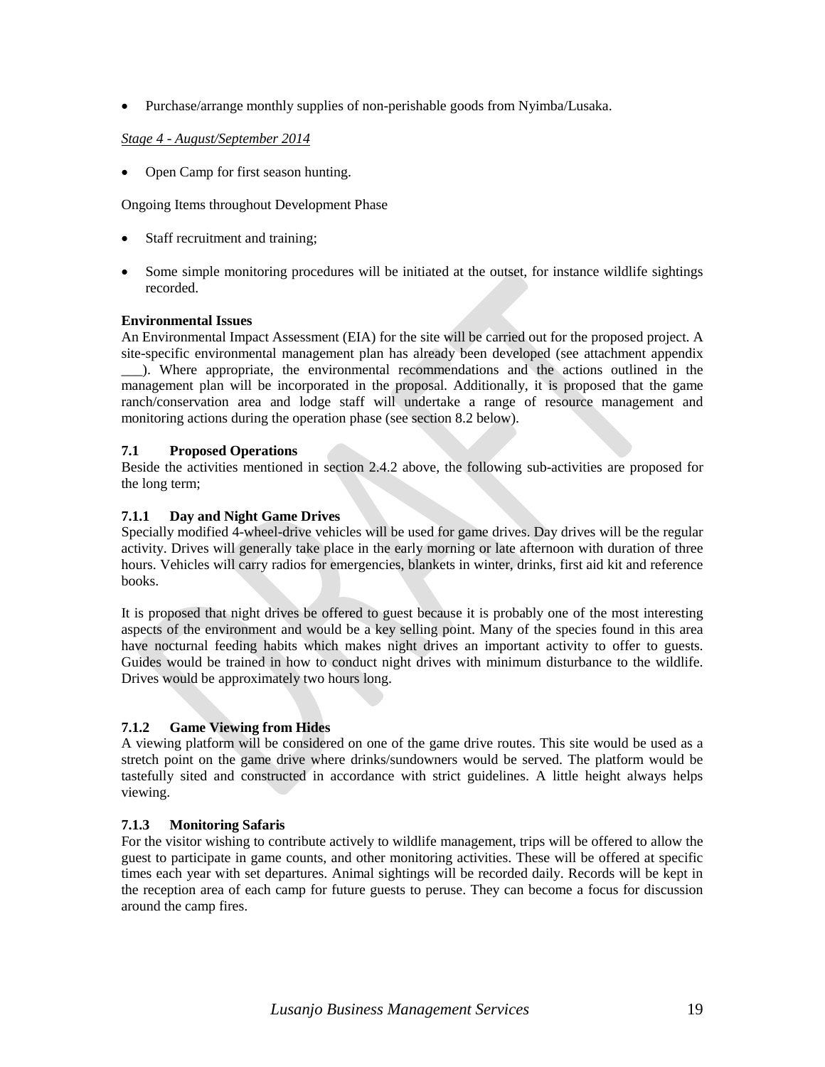- Purchase/arrange monthly supplies of non-perishable goods from Nyimba/Lusaka.

*Stage 4 - August/September 2014*

- Open Camp for first season hunting.

Ongoing Items throughout Development Phase

- Staff recruitment and training;
- Some simple monitoring procedures will be initiated at the outset, for instance wildlife sightings recorded.

**Environmental Issues**

An Environmental Impact Assessment (EIA) for the site will be carried out for the proposed project. A site-specific environmental management plan has already been developed (see attachment appendix ___). Where appropriate, the environmental recommendations and the actions outlined in the management plan will be incorporated in the proposal. Additionally, it is proposed that the game ranch/conservation area and lodge staff will undertake a range of resource management and monitoring actions during the operation phase (see section 8.2 below).

### 7.1 Proposed Operations

Beside the activities mentioned in section 2.4.2 above, the following sub-activities are proposed for the long term;

#### 7.1.1 Day and Night Game Drives

Specially modified 4-wheel-drive vehicles will be used for game drives. Day drives will be the regular activity. Drives will generally take place in the early morning or late afternoon with duration of three hours. Vehicles will carry radios for emergencies, blankets in winter, drinks, first aid kit and reference books.

It is proposed that night drives be offered to guest because it is probably one of the most interesting aspects of the environment and would be a key selling point. Many of the species found in this area have nocturnal feeding habits which makes night drives an important activity to offer to guests. Guides would be trained in how to conduct night drives with minimum disturbance to the wildlife. Drives would be approximately two hours long.

#### 7.1.2 Game Viewing from Hides

A viewing platform will be considered on one of the game drive routes. This site would be used as a stretch point on the game drive where drinks/sundowners would be served. The platform would be tastefully sited and constructed in accordance with strict guidelines. A little height always helps viewing.

#### 7.1.3 Monitoring Safaris

For the visitor wishing to contribute actively to wildlife management, trips will be offered to allow the guest to participate in game counts, and other monitoring activities. These will be offered at specific times each year with set departures. Animal sightings will be recorded daily. Records will be kept in the reception area of each camp for future guests to peruse. They can become a focus for discussion around the camp fires.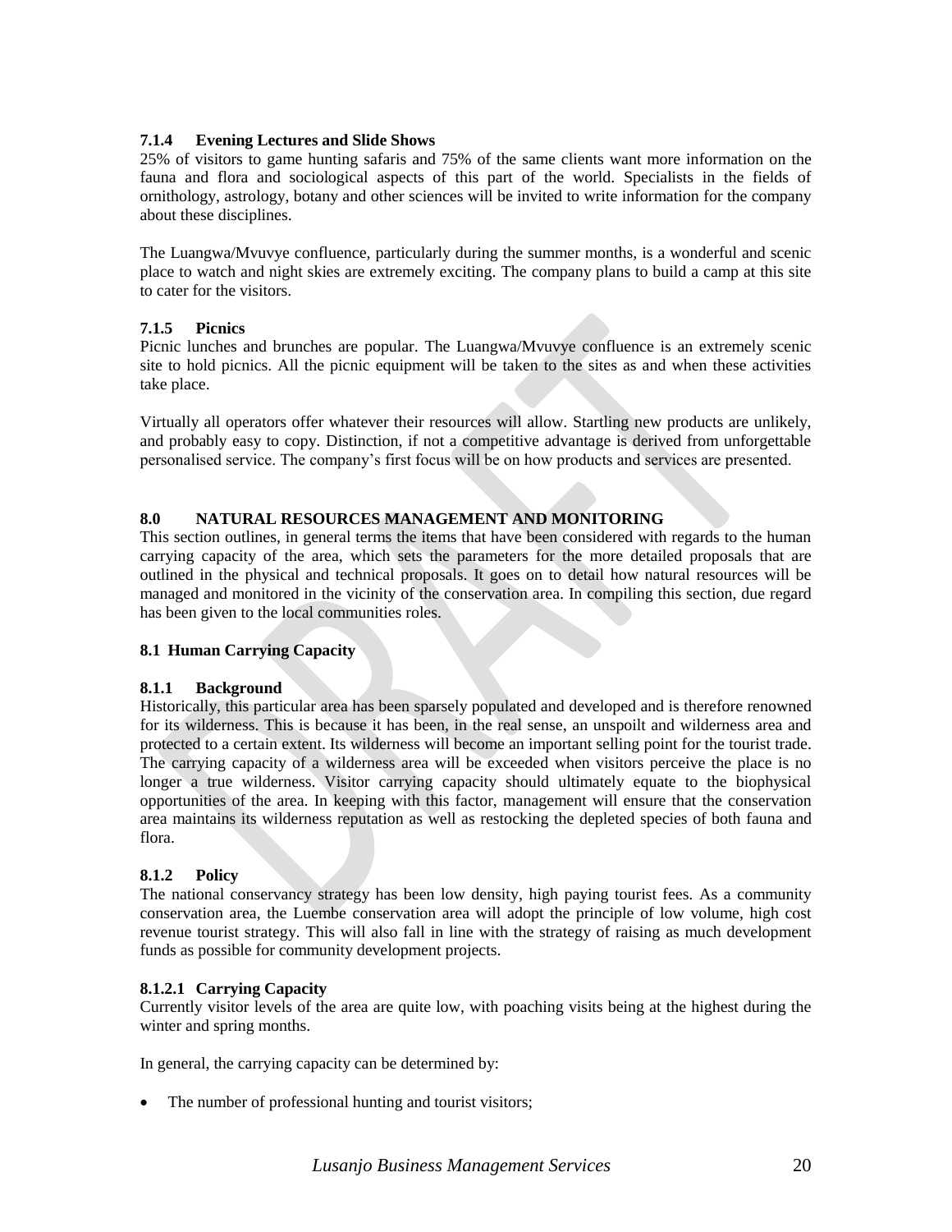### 7.1.4 Evening Lectures and Slide Shows

25% of visitors to game hunting safaris and 75% of the same clients want more information on the fauna and flora and sociological aspects of this part of the world. Specialists in the fields of ornithology, astrology, botany and other sciences will be invited to write information for the company about these disciplines.

The Luangwa/Mvuvye confluence, particularly during the summer months, is a wonderful and scenic place to watch and night skies are extremely exciting. The company plans to build a camp at this site to cater for the visitors.

### 7.1.5 Picnics

Picnic lunches and brunches are popular. The Luangwa/Mvuvye confluence is an extremely scenic site to hold picnics. All the picnic equipment will be taken to the sites as and when these activities take place.

Virtually all operators offer whatever their resources will allow. Startling new products are unlikely, and probably easy to copy. Distinction, if not a competitive advantage is derived from unforgettable personalised service. The company's first focus will be on how products and services are presented.

# 8.0 NATURAL RESOURCES MANAGEMENT AND MONITORING

This section outlines, in general terms the items that have been considered with regards to the human carrying capacity of the area, which sets the parameters for the more detailed proposals that are outlined in the physical and technical proposals. It goes on to detail how natural resources will be managed and monitored in the vicinity of the conservation area. In compiling this section, due regard has been given to the local communities roles.

## 8.1 Human Carrying Capacity

### 8.1.1 Background

Historically, this particular area has been sparsely populated and developed and is therefore renowned for its wilderness. This is because it has been, in the real sense, an unspoilt and wilderness area and protected to a certain extent. Its wilderness will become an important selling point for the tourist trade. The carrying capacity of a wilderness area will be exceeded when visitors perceive the place is no longer a true wilderness. Visitor carrying capacity should ultimately equate to the biophysical opportunities of the area. In keeping with this factor, management will ensure that the conservation area maintains its wilderness reputation as well as restocking the depleted species of both fauna and flora.

### 8.1.2 Policy

The national conservancy strategy has been low density, high paying tourist fees. As a community conservation area, the Luembe conservation area will adopt the principle of low volume, high cost revenue tourist strategy. This will also fall in line with the strategy of raising as much development funds as possible for community development projects.

#### 8.1.2.1 Carrying Capacity

Currently visitor levels of the area are quite low, with poaching visits being at the highest during the winter and spring months.

In general, the carrying capacity can be determined by:

- The number of professional hunting and tourist visitors;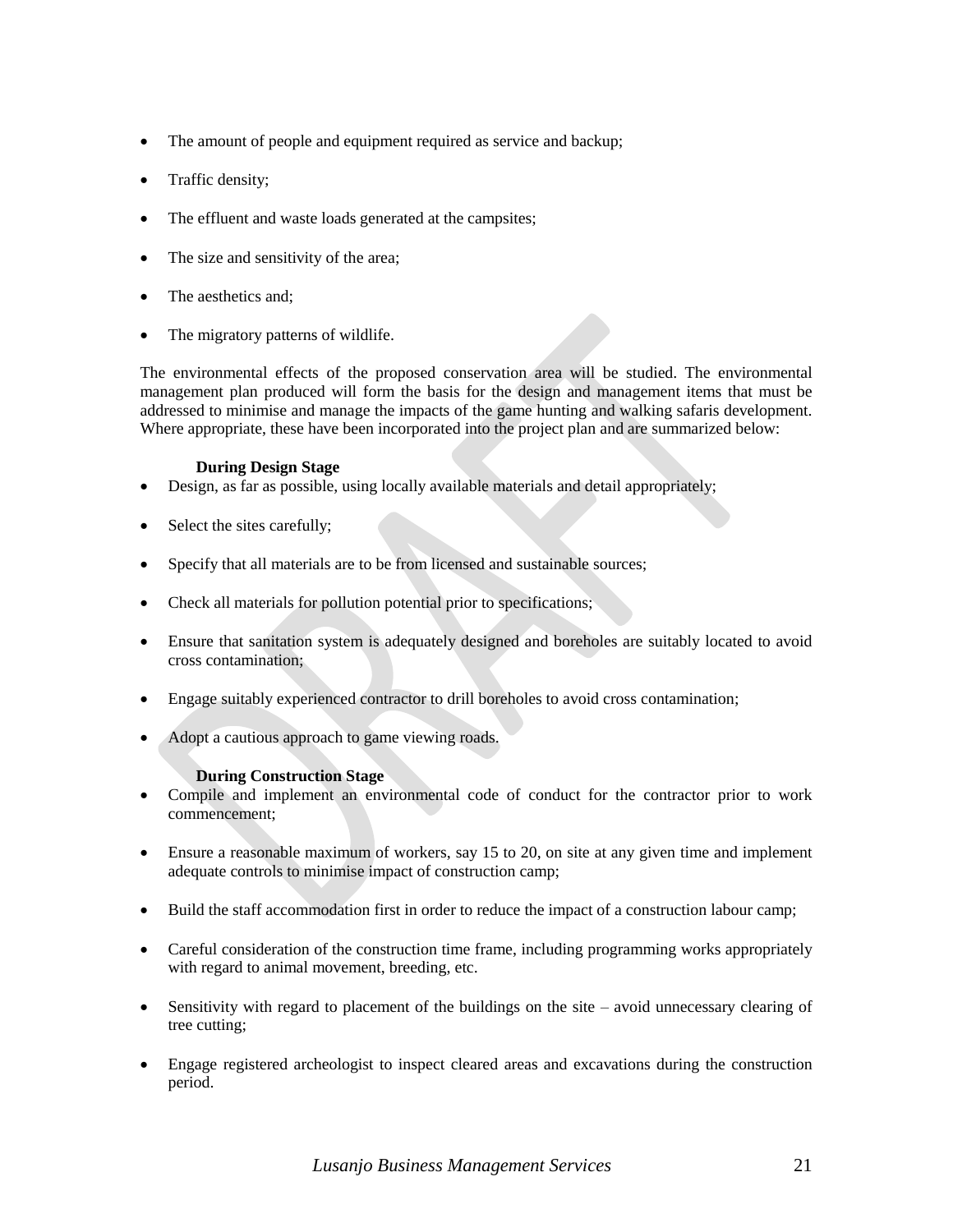- The amount of people and equipment required as service and backup;
- Traffic density;
- The effluent and waste loads generated at the campsites;
- The size and sensitivity of the area;
- The aesthetics and;
- The migratory patterns of wildlife.

The environmental effects of the proposed conservation area will be studied. The environmental management plan produced will form the basis for the design and management items that must be addressed to minimise and manage the impacts of the game hunting and walking safaris development. Where appropriate, these have been incorporated into the project plan and are summarized below:

**During Design Stage**

- Design, as far as possible, using locally available materials and detail appropriately;
- Select the sites carefully;
- Specify that all materials are to be from licensed and sustainable sources;
- Check all materials for pollution potential prior to specifications;
- Ensure that sanitation system is adequately designed and boreholes are suitably located to avoid cross contamination;
- Engage suitably experienced contractor to drill boreholes to avoid cross contamination;
- Adopt a cautious approach to game viewing roads.

**During Construction Stage**

- Compile and implement an environmental code of conduct for the contractor prior to work commencement;
- Ensure a reasonable maximum of workers, say 15 to 20, on site at any given time and implement adequate controls to minimise impact of construction camp;
- Build the staff accommodation first in order to reduce the impact of a construction labour camp;
- Careful consideration of the construction time frame, including programming works appropriately with regard to animal movement, breeding, etc.
- Sensitivity with regard to placement of the buildings on the site – avoid unnecessary clearing of tree cutting;
- Engage registered archeologist to inspect cleared areas and excavations during the construction period.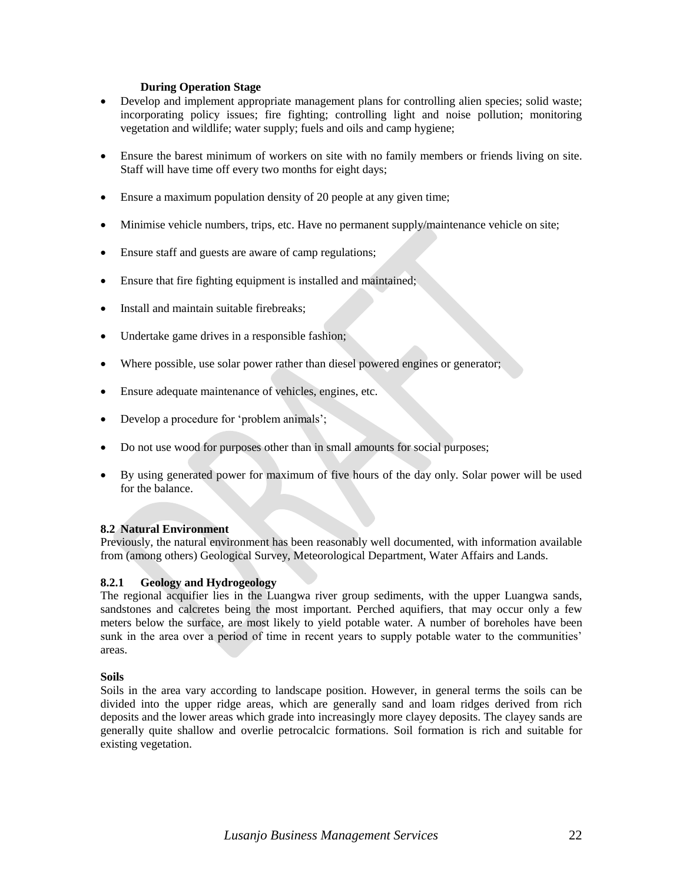**During Operation Stage**

- Develop and implement appropriate management plans for controlling alien species; solid waste; incorporating policy issues; fire fighting; controlling light and noise pollution; monitoring vegetation and wildlife; water supply; fuels and oils and camp hygiene;
- Ensure the barest minimum of workers on site with no family members or friends living on site. Staff will have time off every two months for eight days;
- Ensure a maximum population density of 20 people at any given time;
- Minimise vehicle numbers, trips, etc. Have no permanent supply/maintenance vehicle on site;
- Ensure staff and guests are aware of camp regulations;
- Ensure that fire fighting equipment is installed and maintained;
- Install and maintain suitable firebreaks;
- Undertake game drives in a responsible fashion;
- Where possible, use solar power rather than diesel powered engines or generator;
- Ensure adequate maintenance of vehicles, engines, etc.
- Develop a procedure for 'problem animals';
- Do not use wood for purposes other than in small amounts for social purposes;
- By using generated power for maximum of five hours of the day only. Solar power will be used for the balance.

### 8.2 Natural Environment

Previously, the natural environment has been reasonably well documented, with information available from (among others) Geological Survey, Meteorological Department, Water Affairs and Lands.

#### 8.2.1 Geology and Hydrogeology

The regional acquifier lies in the Luangwa river group sediments, with the upper Luangwa sands, sandstones and calcretes being the most important. Perched aquifiers, that may occur only a few meters below the surface, are most likely to yield potable water. A number of boreholes have been sunk in the area over a period of time in recent years to supply potable water to the communities' areas.

**Soils**

Soils in the area vary according to landscape position. However, in general terms the soils can be divided into the upper ridge areas, which are generally sand and loam ridges derived from rich deposits and the lower areas which grade into increasingly more clayey deposits. The clayey sands are generally quite shallow and overlie petrocalcic formations. Soil formation is rich and suitable for existing vegetation.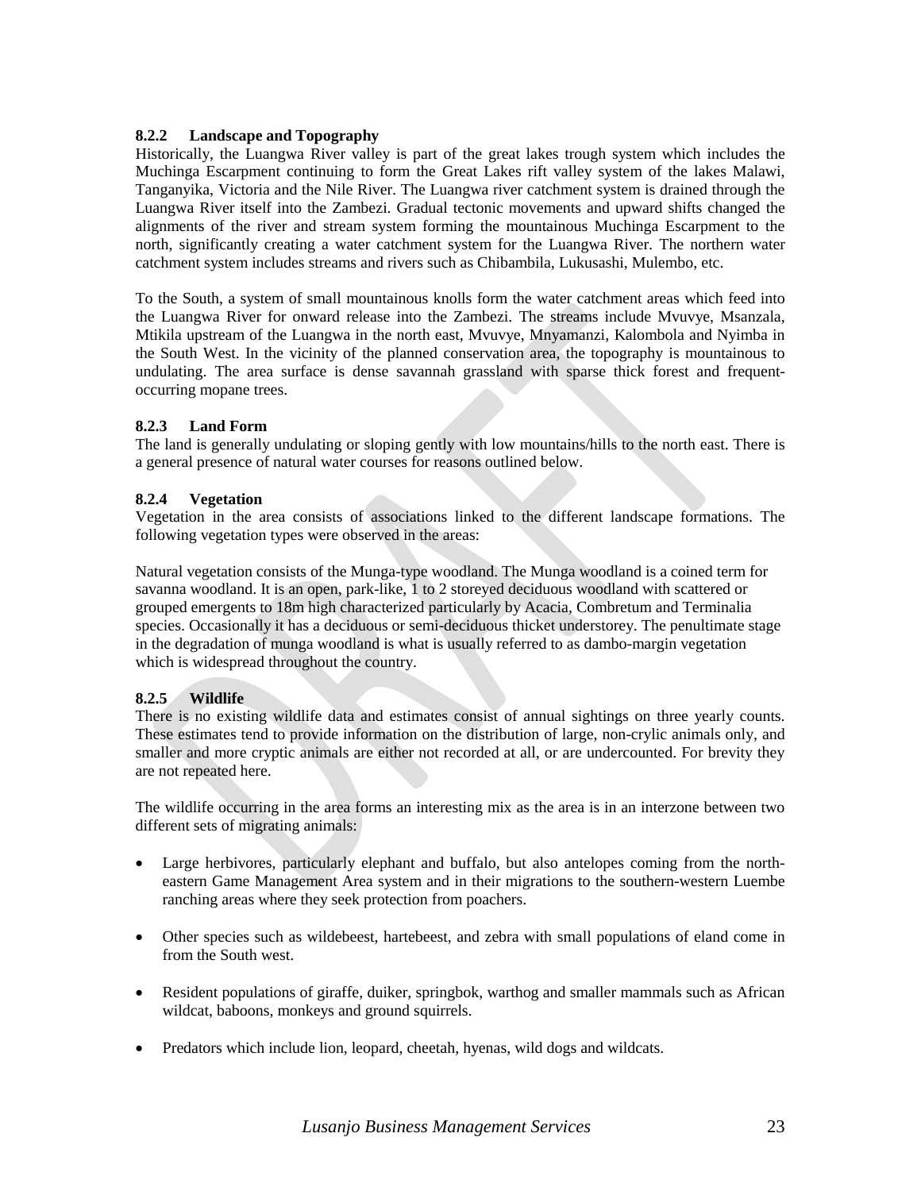### 8.2.2 Landscape and Topography

Historically, the Luangwa River valley is part of the great lakes trough system which includes the Muchinga Escarpment continuing to form the Great Lakes rift valley system of the lakes Malawi, Tanganyika, Victoria and the Nile River. The Luangwa river catchment system is drained through the Luangwa River itself into the Zambezi. Gradual tectonic movements and upward shifts changed the alignments of the river and stream system forming the mountainous Muchinga Escarpment to the north, significantly creating a water catchment system for the Luangwa River. The northern water catchment system includes streams and rivers such as Chibambila, Lukusashi, Mulembo, etc.

To the South, a system of small mountainous knolls form the water catchment areas which feed into the Luangwa River for onward release into the Zambezi. The streams include Mvuvye, Msanzala, Mtikila upstream of the Luangwa in the north east, Mvuvye, Mnyamanzi, Kalombola and Nyimba in the South West. In the vicinity of the planned conservation area, the topography is mountainous to undulating. The area surface is dense savannah grassland with sparse thick forest and frequent-occurring mopane trees.

### 8.2.3 Land Form

The land is generally undulating or sloping gently with low mountains/hills to the north east. There is a general presence of natural water courses for reasons outlined below.

### 8.2.4 Vegetation

Vegetation in the area consists of associations linked to the different landscape formations. The following vegetation types were observed in the areas:

Natural vegetation consists of the Munga-type woodland. The Munga woodland is a coined term for savanna woodland. It is an open, park-like, 1 to 2 storeyed deciduous woodland with scattered or grouped emergents to 18m high characterized particularly by Acacia, Combretum and Terminalia species. Occasionally it has a deciduous or semi-deciduous thicket understorey. The penultimate stage in the degradation of munga woodland is what is usually referred to as dambo-margin vegetation which is widespread throughout the country.

### 8.2.5 Wildlife

There is no existing wildlife data and estimates consist of annual sightings on three yearly counts. These estimates tend to provide information on the distribution of large, non-crylic animals only, and smaller and more cryptic animals are either not recorded at all, or are undercounted. For brevity they are not repeated here.

The wildlife occurring in the area forms an interesting mix as the area is in an interzone between two different sets of migrating animals:

- Large herbivores, particularly elephant and buffalo, but also antelopes coming from the north-eastern Game Management Area system and in their migrations to the southern-western Luembe ranching areas where they seek protection from poachers.
- Other species such as wildebeest, hartebeest, and zebra with small populations of eland come in from the South west.
- Resident populations of giraffe, duiker, springbok, warthog and smaller mammals such as African wildcat, baboons, monkeys and ground squirrels.
- Predators which include lion, leopard, cheetah, hyenas, wild dogs and wildcats.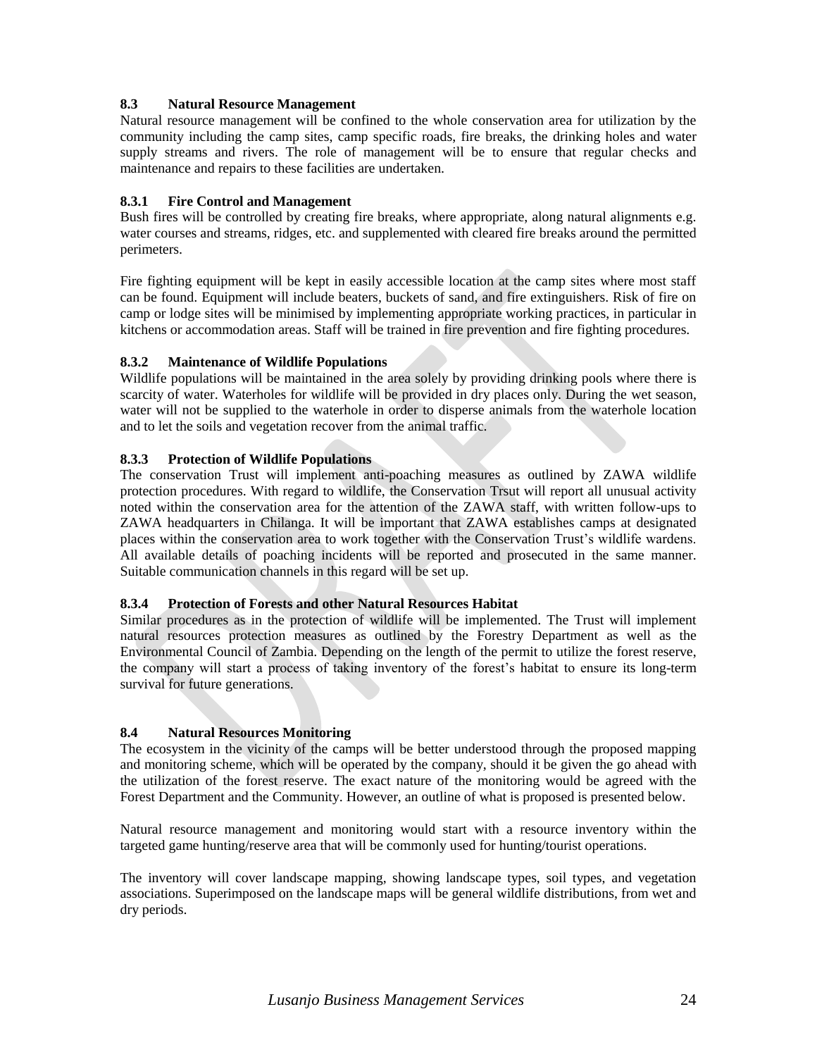### 8.3 Natural Resource Management

Natural resource management will be confined to the whole conservation area for utilization by the community including the camp sites, camp specific roads, fire breaks, the drinking holes and water supply streams and rivers. The role of management will be to ensure that regular checks and maintenance and repairs to these facilities are undertaken.

#### 8.3.1 Fire Control and Management

Bush fires will be controlled by creating fire breaks, where appropriate, along natural alignments e.g. water courses and streams, ridges, etc. and supplemented with cleared fire breaks around the permitted perimeters.

Fire fighting equipment will be kept in easily accessible location at the camp sites where most staff can be found. Equipment will include beaters, buckets of sand, and fire extinguishers. Risk of fire on camp or lodge sites will be minimised by implementing appropriate working practices, in particular in kitchens or accommodation areas. Staff will be trained in fire prevention and fire fighting procedures.

#### 8.3.2 Maintenance of Wildlife Populations

Wildlife populations will be maintained in the area solely by providing drinking pools where there is scarcity of water. Waterholes for wildlife will be provided in dry places only. During the wet season, water will not be supplied to the waterhole in order to disperse animals from the waterhole location and to let the soils and vegetation recover from the animal traffic.

#### 8.3.3 Protection of Wildlife Populations

The conservation Trust will implement anti-poaching measures as outlined by ZAWA wildlife protection procedures. With regard to wildlife, the Conservation Trsut will report all unusual activity noted within the conservation area for the attention of the ZAWA staff, with written follow-ups to ZAWA headquarters in Chilanga. It will be important that ZAWA establishes camps at designated places within the conservation area to work together with the Conservation Trust's wildlife wardens. All available details of poaching incidents will be reported and prosecuted in the same manner. Suitable communication channels in this regard will be set up.

#### 8.3.4 Protection of Forests and other Natural Resources Habitat

Similar procedures as in the protection of wildlife will be implemented. The Trust will implement natural resources protection measures as outlined by the Forestry Department as well as the Environmental Council of Zambia. Depending on the length of the permit to utilize the forest reserve, the company will start a process of taking inventory of the forest's habitat to ensure its long-term survival for future generations.

### 8.4 Natural Resources Monitoring

The ecosystem in the vicinity of the camps will be better understood through the proposed mapping and monitoring scheme, which will be operated by the company, should it be given the go ahead with the utilization of the forest reserve. The exact nature of the monitoring would be agreed with the Forest Department and the Community. However, an outline of what is proposed is presented below.

Natural resource management and monitoring would start with a resource inventory within the targeted game hunting/reserve area that will be commonly used for hunting/tourist operations.

The inventory will cover landscape mapping, showing landscape types, soil types, and vegetation associations. Superimposed on the landscape maps will be general wildlife distributions, from wet and dry periods.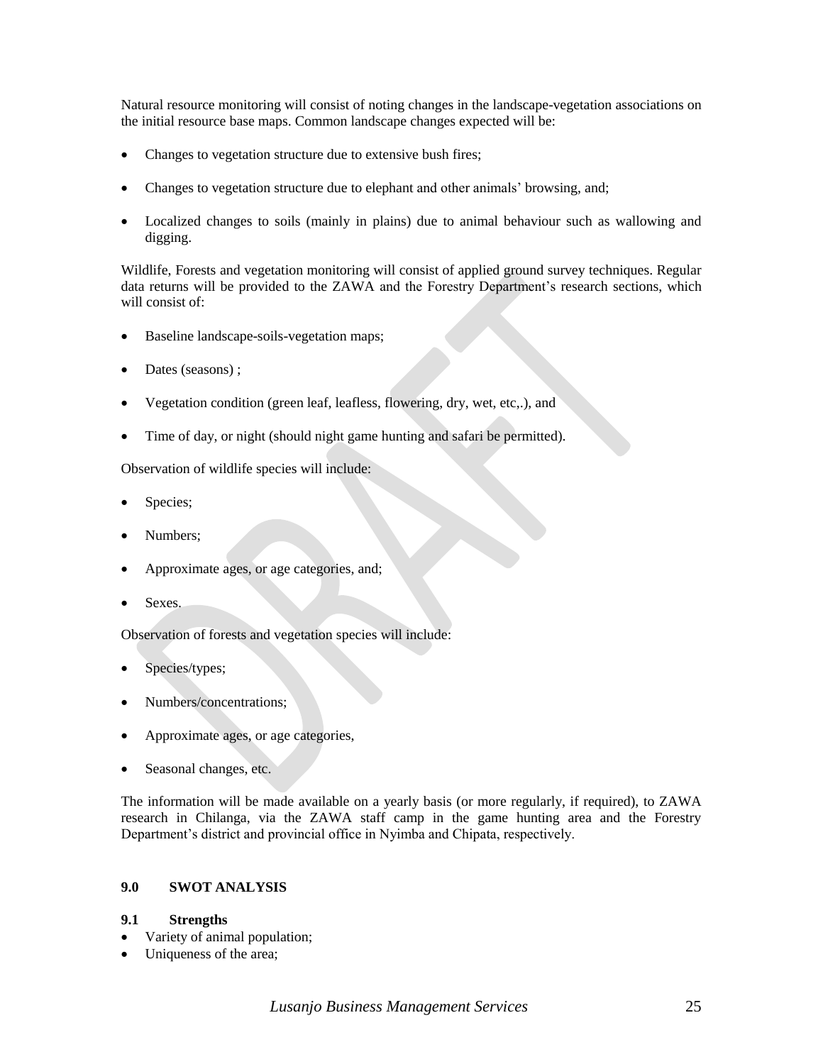Natural resource monitoring will consist of noting changes in the landscape-vegetation associations on the initial resource base maps. Common landscape changes expected will be:

- Changes to vegetation structure due to extensive bush fires;
- Changes to vegetation structure due to elephant and other animals' browsing, and;
- Localized changes to soils (mainly in plains) due to animal behaviour such as wallowing and digging.

Wildlife, Forests and vegetation monitoring will consist of applied ground survey techniques. Regular data returns will be provided to the ZAWA and the Forestry Department's research sections, which will consist of:

- Baseline landscape-soils-vegetation maps;
- Dates (seasons) ;
- Vegetation condition (green leaf, leafless, flowering, dry, wet, etc,.), and
- Time of day, or night (should night game hunting and safari be permitted).

Observation of wildlife species will include:

- Species;
- Numbers;
- Approximate ages, or age categories, and;
- Sexes.

Observation of forests and vegetation species will include:

- Species/types;
- Numbers/concentrations;
- Approximate ages, or age categories,
- Seasonal changes, etc.

The information will be made available on a yearly basis (or more regularly, if required), to ZAWA research in Chilanga, via the ZAWA staff camp in the game hunting area and the Forestry Department's district and provincial office in Nyimba and Chipata, respectively.

## 9.0 SWOT ANALYSIS

### 9.1 Strengths

- Variety of animal population;
- Uniqueness of the area;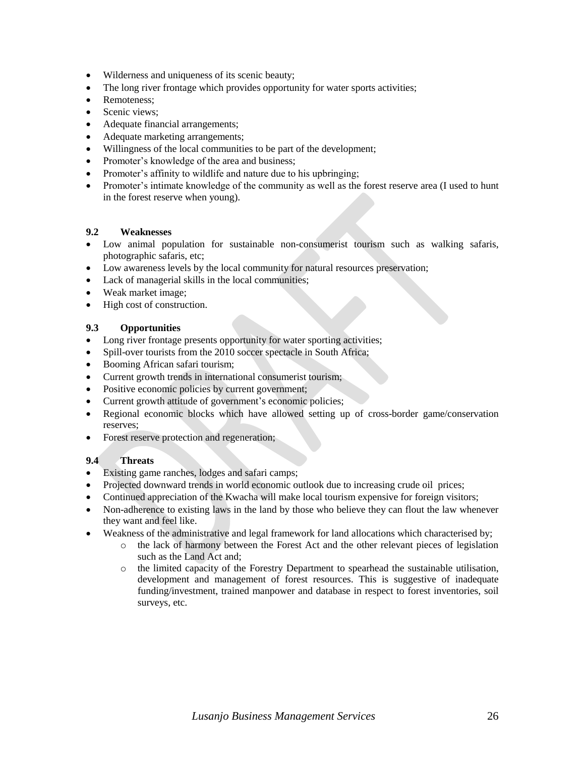- Wilderness and uniqueness of its scenic beauty;
- The long river frontage which provides opportunity for water sports activities;
- Remoteness;
- Scenic views;
- Adequate financial arrangements;
- Adequate marketing arrangements;
- Willingness of the local communities to be part of the development;
- Promoter's knowledge of the area and business;
- Promoter's affinity to wildlife and nature due to his upbringing;
- Promoter's intimate knowledge of the community as well as the forest reserve area (I used to hunt in the forest reserve when young).

### 9.2 Weaknesses

- Low animal population for sustainable non-consumerist tourism such as walking safaris, photographic safaris, etc;
- Low awareness levels by the local community for natural resources preservation;
- Lack of managerial skills in the local communities;
- Weak market image;
- High cost of construction.

### 9.3 Opportunities

- Long river frontage presents opportunity for water sporting activities;
- Spill-over tourists from the 2010 soccer spectacle in South Africa;
- Booming African safari tourism;
- Current growth trends in international consumerist tourism;
- Positive economic policies by current government;
- Current growth attitude of government's economic policies;
- Regional economic blocks which have allowed setting up of cross-border game/conservation reserves;
- Forest reserve protection and regeneration;

### 9.4 Threats

- Existing game ranches, lodges and safari camps;
- Projected downward trends in world economic outlook due to increasing crude oil prices;
- Continued appreciation of the Kwacha will make local tourism expensive for foreign visitors;
- Non-adherence to existing laws in the land by those who believe they can flout the law whenever they want and feel like.
- Weakness of the administrative and legal framework for land allocations which characterised by;
  - the lack of harmony between the Forest Act and the other relevant pieces of legislation such as the Land Act and;
  - the limited capacity of the Forestry Department to spearhead the sustainable utilisation, development and management of forest resources. This is suggestive of inadequate funding/investment, trained manpower and database in respect to forest inventories, soil surveys, etc.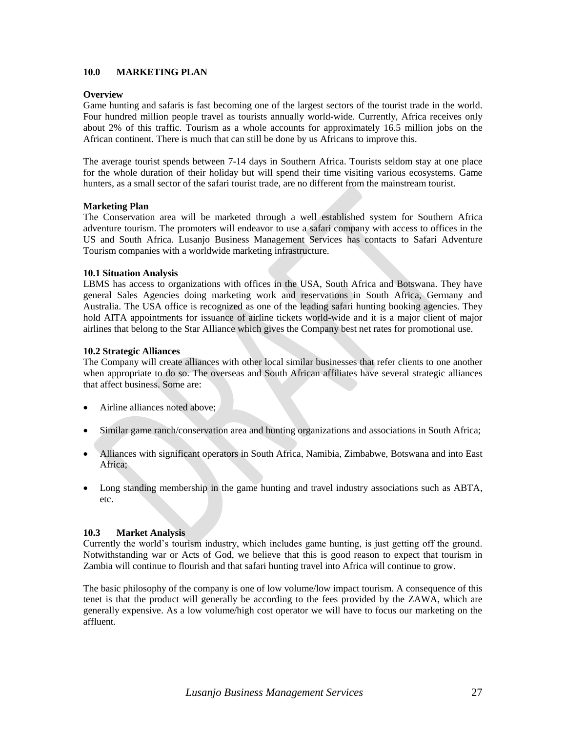## 10.0 MARKETING PLAN

**Overview**

Game hunting and safaris is fast becoming one of the largest sectors of the tourist trade in the world. Four hundred million people travel as tourists annually world-wide. Currently, Africa receives only about 2% of this traffic. Tourism as a whole accounts for approximately 16.5 million jobs on the African continent. There is much that can still be done by us Africans to improve this.

The average tourist spends between 7-14 days in Southern Africa. Tourists seldom stay at one place for the whole duration of their holiday but will spend their time visiting various ecosystems. Game hunters, as a small sector of the safari tourist trade, are no different from the mainstream tourist.

**Marketing Plan**

The Conservation area will be marketed through a well established system for Southern Africa adventure tourism. The promoters will endeavor to use a safari company with access to offices in the US and South Africa. Lusanjo Business Management Services has contacts to Safari Adventure Tourism companies with a worldwide marketing infrastructure.

### 10.1 Situation Analysis

LBMS has access to organizations with offices in the USA, South Africa and Botswana. They have general Sales Agencies doing marketing work and reservations in South Africa, Germany and Australia. The USA office is recognized as one of the leading safari hunting booking agencies. They hold AITA appointments for issuance of airline tickets world-wide and it is a major client of major airlines that belong to the Star Alliance which gives the Company best net rates for promotional use.

### 10.2 Strategic Alliances

The Company will create alliances with other local similar businesses that refer clients to one another when appropriate to do so. The overseas and South African affiliates have several strategic alliances that affect business. Some are:

- Airline alliances noted above;
- Similar game ranch/conservation area and hunting organizations and associations in South Africa;
- Alliances with significant operators in South Africa, Namibia, Zimbabwe, Botswana and into East Africa;
- Long standing membership in the game hunting and travel industry associations such as ABTA, etc.

### 10.3 Market Analysis

Currently the world's tourism industry, which includes game hunting, is just getting off the ground. Notwithstanding war or Acts of God, we believe that this is good reason to expect that tourism in Zambia will continue to flourish and that safari hunting travel into Africa will continue to grow.

The basic philosophy of the company is one of low volume/low impact tourism. A consequence of this tenet is that the product will generally be according to the fees provided by the ZAWA, which are generally expensive. As a low volume/high cost operator we will have to focus our marketing on the affluent.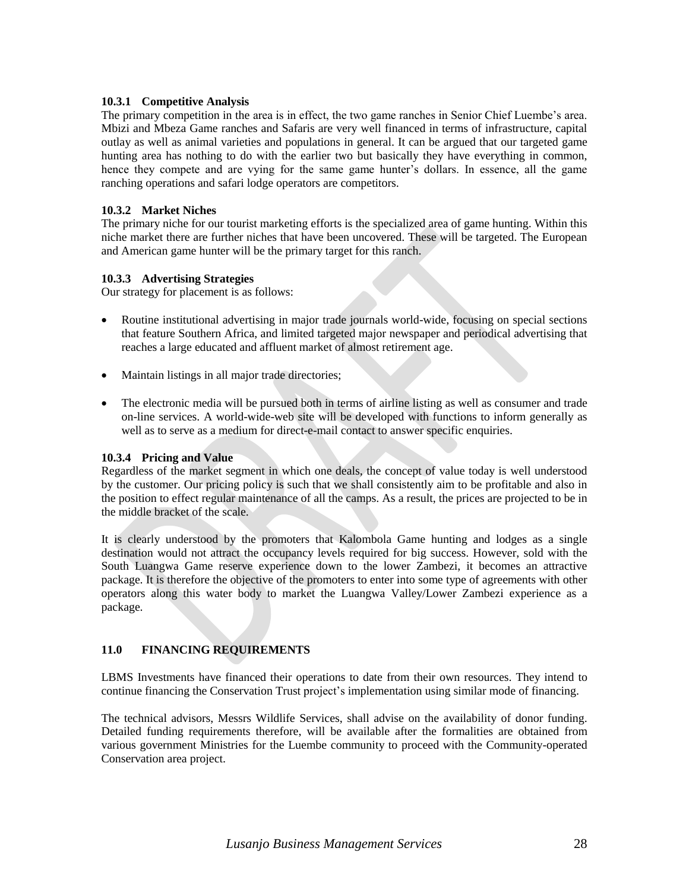### 10.3.1 Competitive Analysis

The primary competition in the area is in effect, the two game ranches in Senior Chief Luembe's area. Mbizi and Mbeza Game ranches and Safaris are very well financed in terms of infrastructure, capital outlay as well as animal varieties and populations in general. It can be argued that our targeted game hunting area has nothing to do with the earlier two but basically they have everything in common, hence they compete and are vying for the same game hunter's dollars. In essence, all the game ranching operations and safari lodge operators are competitors.

### 10.3.2 Market Niches

The primary niche for our tourist marketing efforts is the specialized area of game hunting. Within this niche market there are further niches that have been uncovered. These will be targeted. The European and American game hunter will be the primary target for this ranch.

### 10.3.3 Advertising Strategies

Our strategy for placement is as follows:

- Routine institutional advertising in major trade journals world-wide, focusing on special sections that feature Southern Africa, and limited targeted major newspaper and periodical advertising that reaches a large educated and affluent market of almost retirement age.
- Maintain listings in all major trade directories;
- The electronic media will be pursued both in terms of airline listing as well as consumer and trade on-line services. A world-wide-web site will be developed with functions to inform generally as well as to serve as a medium for direct-e-mail contact to answer specific enquiries.

### 10.3.4 Pricing and Value

Regardless of the market segment in which one deals, the concept of value today is well understood by the customer. Our pricing policy is such that we shall consistently aim to be profitable and also in the position to effect regular maintenance of all the camps. As a result, the prices are projected to be in the middle bracket of the scale.

It is clearly understood by the promoters that Kalombola Game hunting and lodges as a single destination would not attract the occupancy levels required for big success. However, sold with the South Luangwa Game reserve experience down to the lower Zambezi, it becomes an attractive package. It is therefore the objective of the promoters to enter into some type of agreements with other operators along this water body to market the Luangwa Valley/Lower Zambezi experience as a package.

## 11.0 FINANCING REQUIREMENTS

LBMS Investments have financed their operations to date from their own resources. They intend to continue financing the Conservation Trust project's implementation using similar mode of financing.

The technical advisors, Messrs Wildlife Services, shall advise on the availability of donor funding. Detailed funding requirements therefore, will be available after the formalities are obtained from various government Ministries for the Luembe community to proceed with the Community-operated Conservation area project.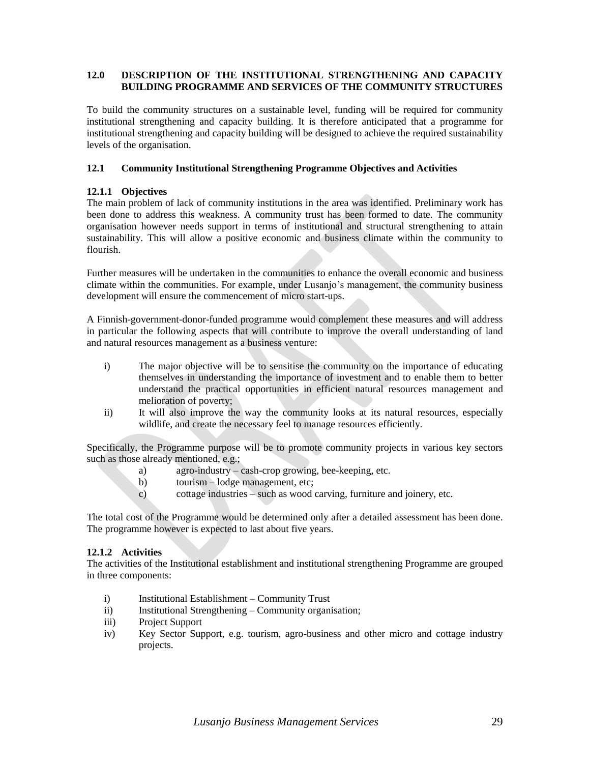## 12.0 DESCRIPTION OF THE INSTITUTIONAL STRENGTHENING AND CAPACITY BUILDING PROGRAMME AND SERVICES OF THE COMMUNITY STRUCTURES

To build the community structures on a sustainable level, funding will be required for community institutional strengthening and capacity building. It is therefore anticipated that a programme for institutional strengthening and capacity building will be designed to achieve the required sustainability levels of the organisation.

### 12.1 Community Institutional Strengthening Programme Objectives and Activities

#### 12.1.1 Objectives

The main problem of lack of community institutions in the area was identified. Preliminary work has been done to address this weakness. A community trust has been formed to date. The community organisation however needs support in terms of institutional and structural strengthening to attain sustainability. This will allow a positive economic and business climate within the community to flourish.

Further measures will be undertaken in the communities to enhance the overall economic and business climate within the communities. For example, under Lusanjo's management, the community business development will ensure the commencement of micro start-ups.

A Finnish-government-donor-funded programme would complement these measures and will address in particular the following aspects that will contribute to improve the overall understanding of land and natural resources management as a business venture:

i) The major objective will be to sensitise the community on the importance of educating themselves in understanding the importance of investment and to enable them to better understand the practical opportunities in efficient natural resources management and melioration of poverty;

ii) It will also improve the way the community looks at its natural resources, especially wildlife, and create the necessary feel to manage resources efficiently.

Specifically, the Programme purpose will be to promote community projects in various key sectors such as those already mentioned, e.g.;

a) agro-industry – cash-crop growing, bee-keeping, etc.

b) tourism – lodge management, etc;

c) cottage industries – such as wood carving, furniture and joinery, etc.

The total cost of the Programme would be determined only after a detailed assessment has been done. The programme however is expected to last about five years.

#### 12.1.2 Activities

The activities of the Institutional establishment and institutional strengthening Programme are grouped in three components:

i) Institutional Establishment – Community Trust

ii) Institutional Strengthening – Community organisation;

iii) Project Support

iv) Key Sector Support, e.g. tourism, agro-business and other micro and cottage industry projects.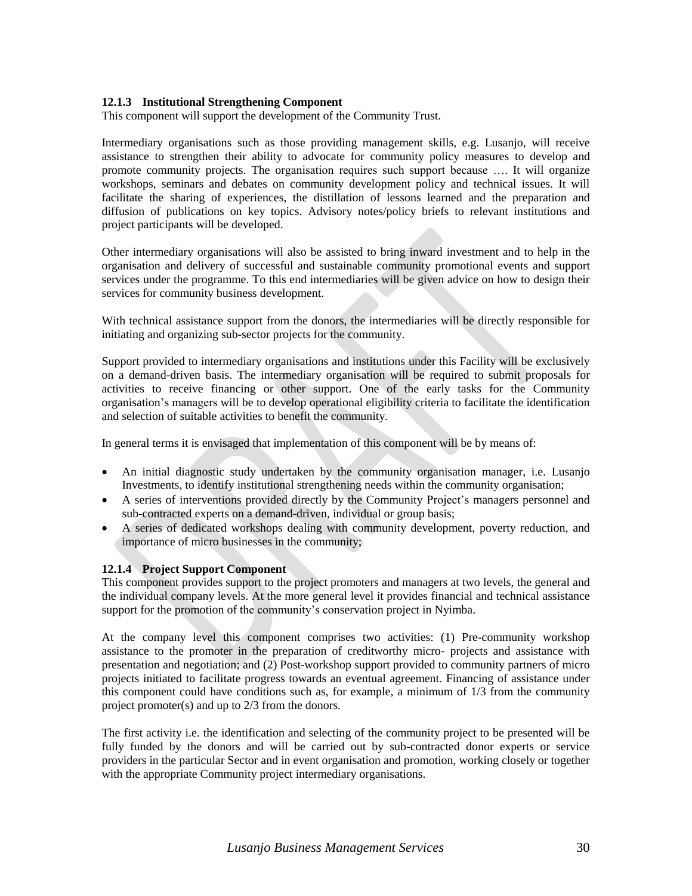### 12.1.3 Institutional Strengthening Component

This component will support the development of the Community Trust.

Intermediary organisations such as those providing management skills, e.g. Lusanjo, will receive assistance to strengthen their ability to advocate for community policy measures to develop and promote community projects. The organisation requires such support because …. It will organize workshops, seminars and debates on community development policy and technical issues. It will facilitate the sharing of experiences, the distillation of lessons learned and the preparation and diffusion of publications on key topics. Advisory notes/policy briefs to relevant institutions and project participants will be developed.

Other intermediary organisations will also be assisted to bring inward investment and to help in the organisation and delivery of successful and sustainable community promotional events and support services under the programme. To this end intermediaries will be given advice on how to design their services for community business development.

With technical assistance support from the donors, the intermediaries will be directly responsible for initiating and organizing sub-sector projects for the community.

Support provided to intermediary organisations and institutions under this Facility will be exclusively on a demand-driven basis. The intermediary organisation will be required to submit proposals for activities to receive financing or other support. One of the early tasks for the Community organisation's managers will be to develop operational eligibility criteria to facilitate the identification and selection of suitable activities to benefit the community.

In general terms it is envisaged that implementation of this component will be by means of:

- An initial diagnostic study undertaken by the community organisation manager, i.e. Lusanjo Investments, to identify institutional strengthening needs within the community organisation;
- A series of interventions provided directly by the Community Project's managers personnel and sub-contracted experts on a demand-driven, individual or group basis;
- A series of dedicated workshops dealing with community development, poverty reduction, and importance of micro businesses in the community;

### 12.1.4 Project Support Component

This component provides support to the project promoters and managers at two levels, the general and the individual company levels. At the more general level it provides financial and technical assistance support for the promotion of the community's conservation project in Nyimba.

At the company level this component comprises two activities: (1) Pre-community workshop assistance to the promoter in the preparation of creditworthy micro- projects and assistance with presentation and negotiation; and (2) Post-workshop support provided to community partners of micro projects initiated to facilitate progress towards an eventual agreement. Financing of assistance under this component could have conditions such as, for example, a minimum of 1/3 from the community project promoter(s) and up to 2/3 from the donors.

The first activity i.e. the identification and selecting of the community project to be presented will be fully funded by the donors and will be carried out by sub-contracted donor experts or service providers in the particular Sector and in event organisation and promotion, working closely or together with the appropriate Community project intermediary organisations.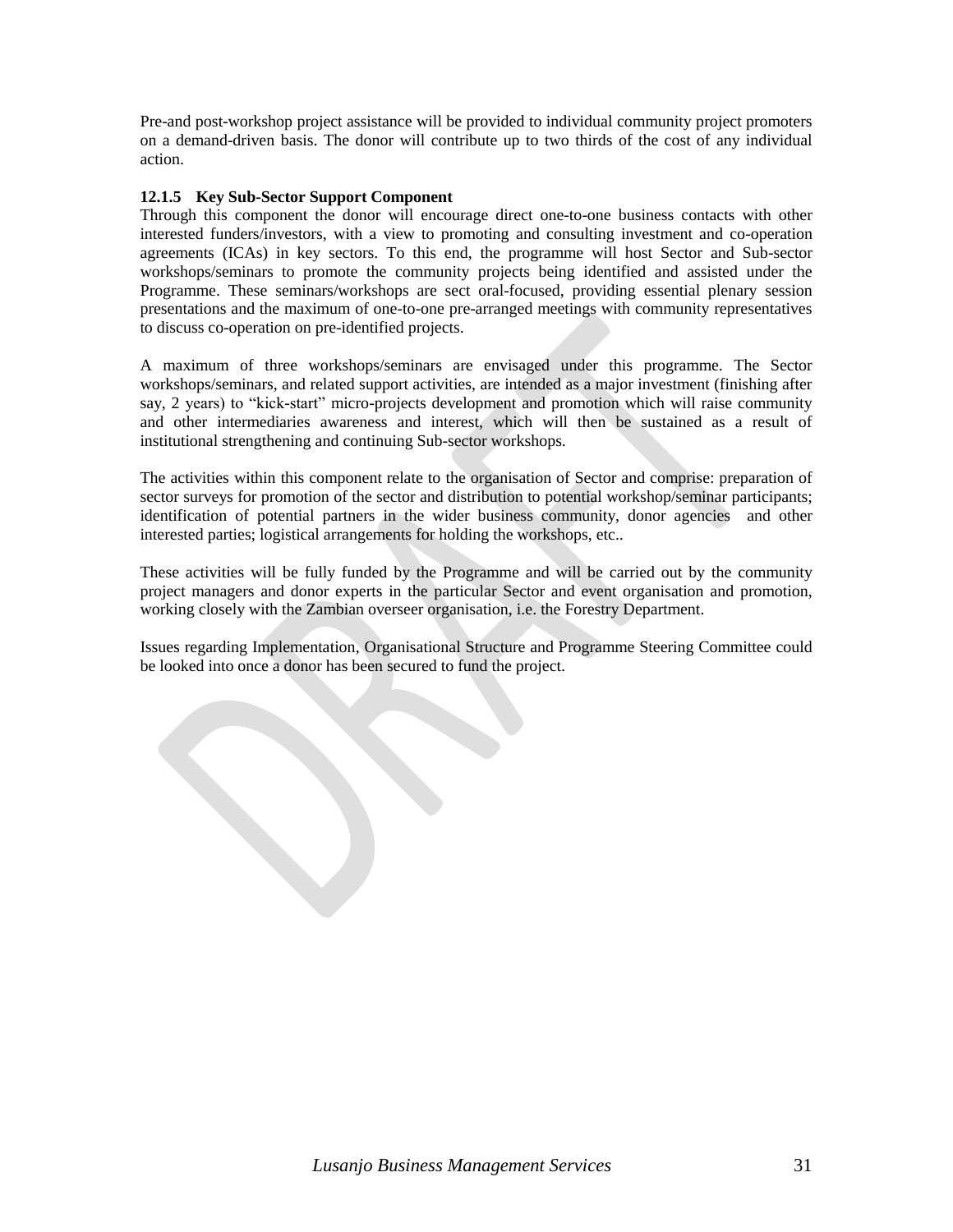Pre-and post-workshop project assistance will be provided to individual community project promoters on a demand-driven basis. The donor will contribute up to two thirds of the cost of any individual action.

#### 12.1.5 Key Sub-Sector Support Component

Through this component the donor will encourage direct one-to-one business contacts with other interested funders/investors, with a view to promoting and consulting investment and co-operation agreements (ICAs) in key sectors. To this end, the programme will host Sector and Sub-sector workshops/seminars to promote the community projects being identified and assisted under the Programme. These seminars/workshops are sect oral-focused, providing essential plenary session presentations and the maximum of one-to-one pre-arranged meetings with community representatives to discuss co-operation on pre-identified projects.

A maximum of three workshops/seminars are envisaged under this programme. The Sector workshops/seminars, and related support activities, are intended as a major investment (finishing after say, 2 years) to "kick-start" micro-projects development and promotion which will raise community and other intermediaries awareness and interest, which will then be sustained as a result of institutional strengthening and continuing Sub-sector workshops.

The activities within this component relate to the organisation of Sector and comprise: preparation of sector surveys for promotion of the sector and distribution to potential workshop/seminar participants; identification of potential partners in the wider business community, donor agencies and other interested parties; logistical arrangements for holding the workshops, etc..

These activities will be fully funded by the Programme and will be carried out by the community project managers and donor experts in the particular Sector and event organisation and promotion, working closely with the Zambian overseer organisation, i.e. the Forestry Department.

Issues regarding Implementation, Organisational Structure and Programme Steering Committee could be looked into once a donor has been secured to fund the project.